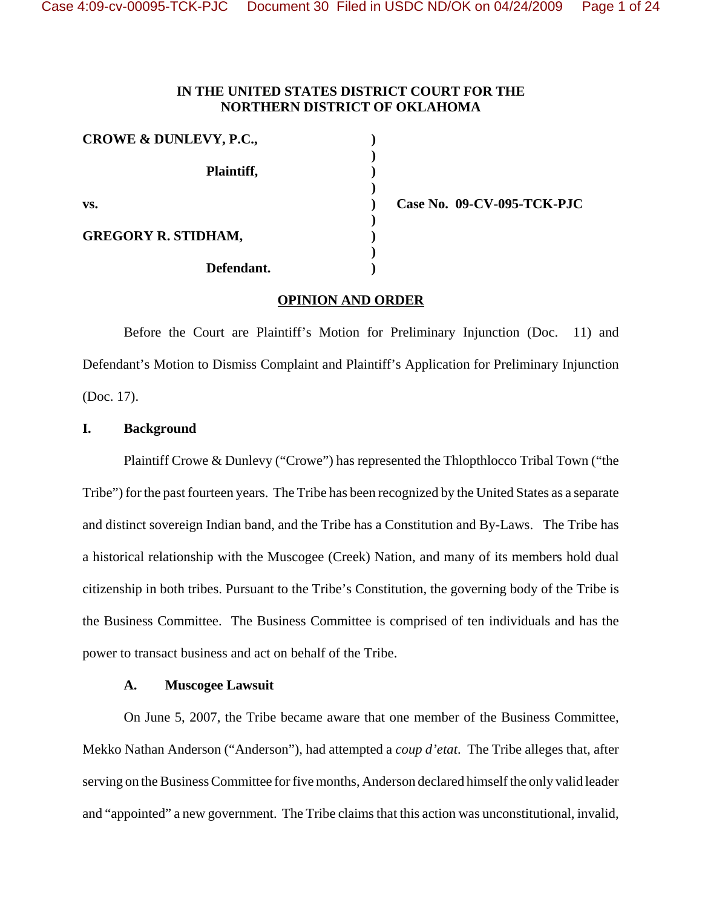**IN THE UNITED STATES DISTRICT COURT FOR THE NORTHERN DISTRICT OF OKLAHOMA**

| | | |
|---|---|---|
| **CROWE & DUNLEVY, P.C.,** | ) | |
| | ) | |
| **Plaintiff,** | ) | |
| | ) | |
| **vs.** | ) | **Case No. 09-CV-095-TCK-PJC** |
| | ) | |
| **GREGORY R. STIDHAM,** | ) | |
| | ) | |
| **Defendant.** | ) | |

**OPINION AND ORDER**

Before the Court are Plaintiff's Motion for Preliminary Injunction (Doc. 11) and Defendant's Motion to Dismiss Complaint and Plaintiff's Application for Preliminary Injunction (Doc. 17).

## I. Background

Plaintiff Crowe & Dunlevy ("Crowe") has represented the Thlopthlocco Tribal Town ("the Tribe") for the past fourteen years. The Tribe has been recognized by the United States as a separate and distinct sovereign Indian band, and the Tribe has a Constitution and By-Laws. The Tribe has a historical relationship with the Muscogee (Creek) Nation, and many of its members hold dual citizenship in both tribes. Pursuant to the Tribe's Constitution, the governing body of the Tribe is the Business Committee. The Business Committee is comprised of ten individuals and has the power to transact business and act on behalf of the Tribe.

### A. Muscogee Lawsuit

On June 5, 2007, the Tribe became aware that one member of the Business Committee, Mekko Nathan Anderson ("Anderson"), had attempted a *coup d'etat*. The Tribe alleges that, after serving on the Business Committee for five months, Anderson declared himself the only valid leader and "appointed" a new government. The Tribe claims that this action was unconstitutional, invalid,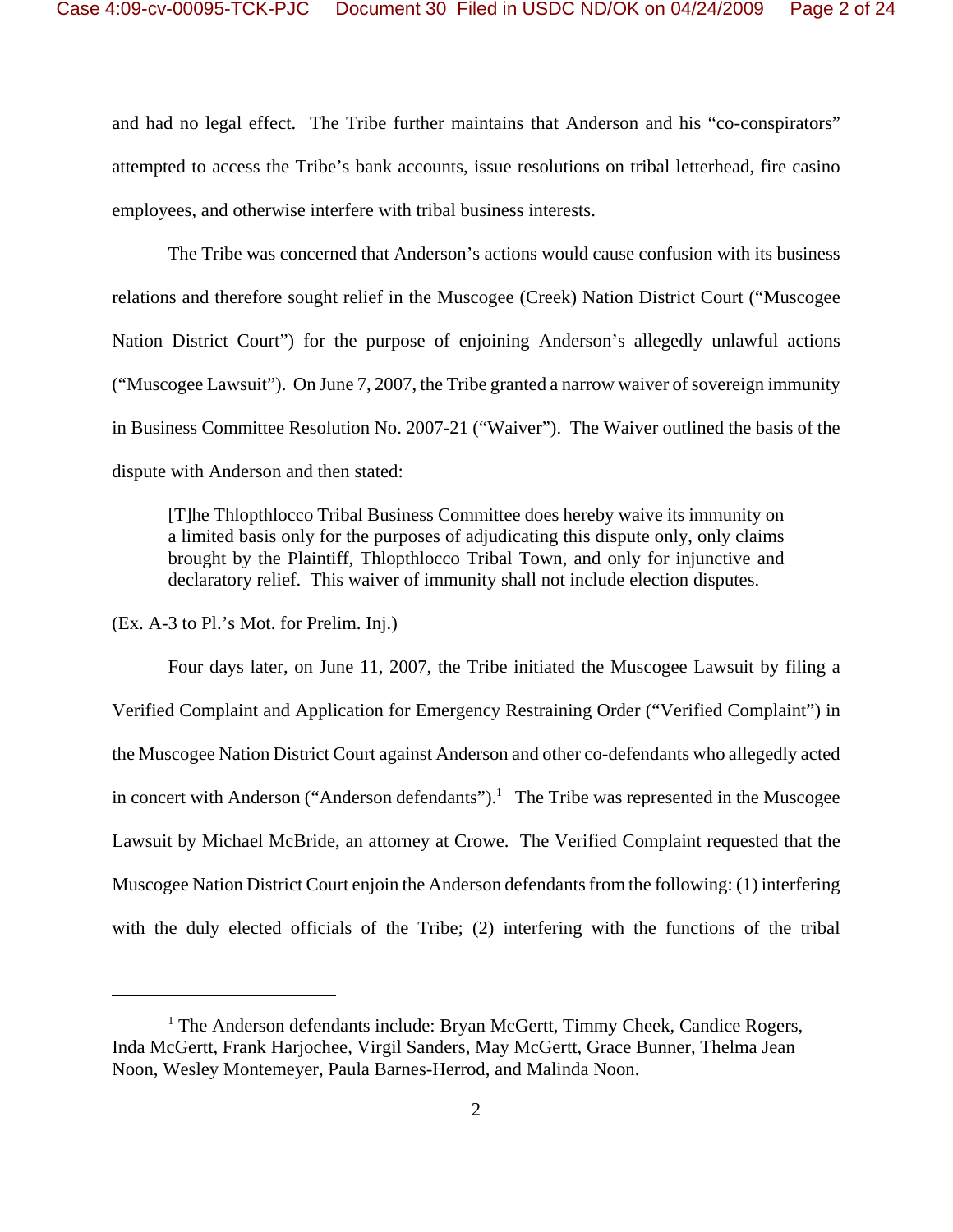and had no legal effect. The Tribe further maintains that Anderson and his "co-conspirators" attempted to access the Tribe's bank accounts, issue resolutions on tribal letterhead, fire casino employees, and otherwise interfere with tribal business interests.

The Tribe was concerned that Anderson's actions would cause confusion with its business relations and therefore sought relief in the Muscogee (Creek) Nation District Court ("Muscogee Nation District Court") for the purpose of enjoining Anderson's allegedly unlawful actions ("Muscogee Lawsuit"). On June 7, 2007, the Tribe granted a narrow waiver of sovereign immunity in Business Committee Resolution No. 2007-21 ("Waiver"). The Waiver outlined the basis of the dispute with Anderson and then stated:

> [T]he Thlopthlocco Tribal Business Committee does hereby waive its immunity on a limited basis only for the purposes of adjudicating this dispute only, only claims brought by the Plaintiff, Thlopthlocco Tribal Town, and only for injunctive and declaratory relief. This waiver of immunity shall not include election disputes.

(Ex. A-3 to Pl.'s Mot. for Prelim. Inj.)

Four days later, on June 11, 2007, the Tribe initiated the Muscogee Lawsuit by filing a Verified Complaint and Application for Emergency Restraining Order ("Verified Complaint") in the Muscogee Nation District Court against Anderson and other co-defendants who allegedly acted in concert with Anderson ("Anderson defendants").[1] The Tribe was represented in the Muscogee Lawsuit by Michael McBride, an attorney at Crowe. The Verified Complaint requested that the Muscogee Nation District Court enjoin the Anderson defendants from the following: (1) interfering with the duly elected officials of the Tribe; (2) interfering with the functions of the tribal

---

[1] The Anderson defendants include: Bryan McGertt, Timmy Cheek, Candice Rogers, Inda McGertt, Frank Harjochee, Virgil Sanders, May McGertt, Grace Bunner, Thelma Jean Noon, Wesley Montemeyer, Paula Barnes-Herrod, and Malinda Noon.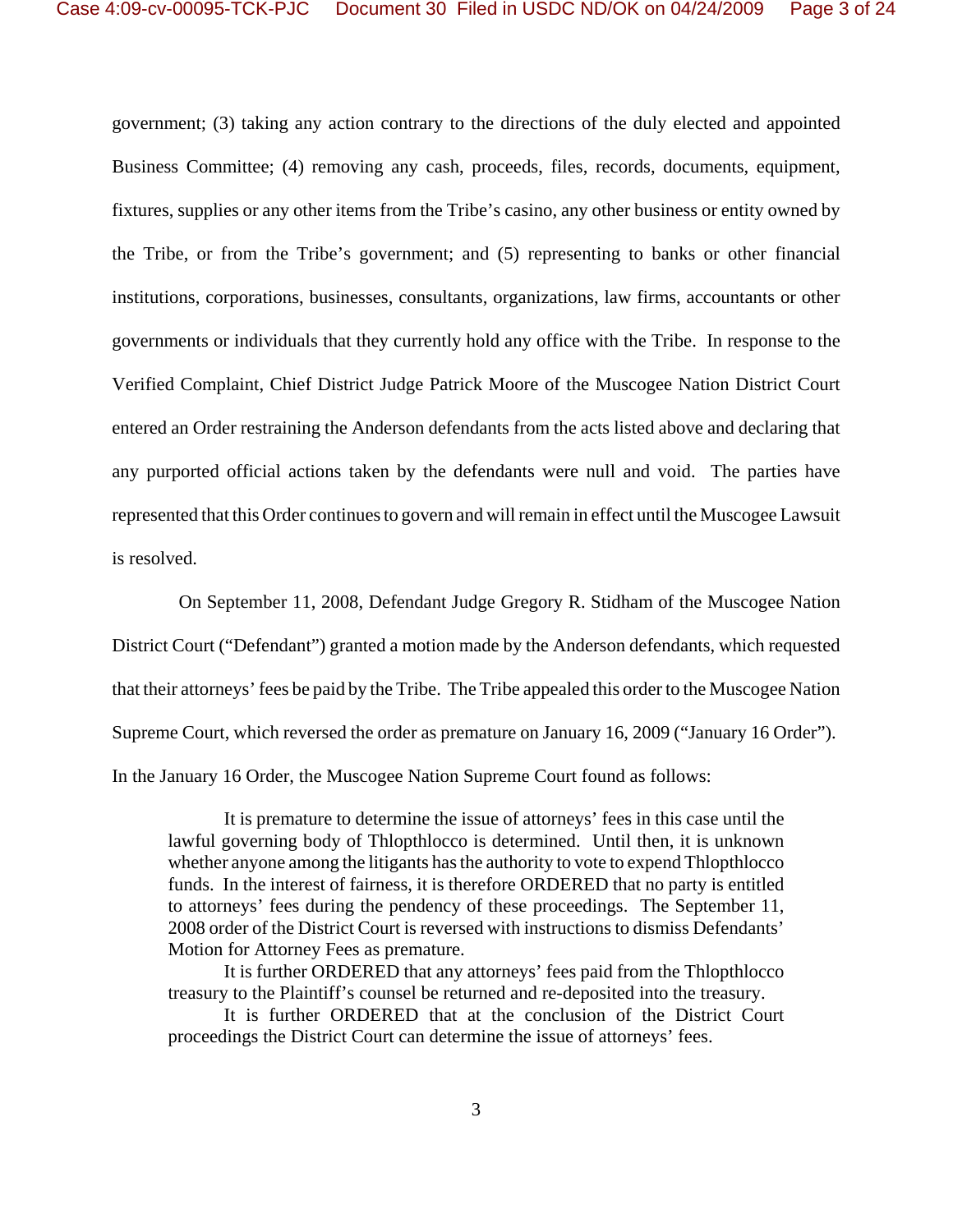government; (3) taking any action contrary to the directions of the duly elected and appointed Business Committee; (4) removing any cash, proceeds, files, records, documents, equipment, fixtures, supplies or any other items from the Tribe's casino, any other business or entity owned by the Tribe, or from the Tribe's government; and (5) representing to banks or other financial institutions, corporations, businesses, consultants, organizations, law firms, accountants or other governments or individuals that they currently hold any office with the Tribe. In response to the Verified Complaint, Chief District Judge Patrick Moore of the Muscogee Nation District Court entered an Order restraining the Anderson defendants from the acts listed above and declaring that any purported official actions taken by the defendants were null and void. The parties have represented that this Order continues to govern and will remain in effect until the Muscogee Lawsuit is resolved.

On September 11, 2008, Defendant Judge Gregory R. Stidham of the Muscogee Nation District Court ("Defendant") granted a motion made by the Anderson defendants, which requested that their attorneys' fees be paid by the Tribe. The Tribe appealed this order to the Muscogee Nation Supreme Court, which reversed the order as premature on January 16, 2009 ("January 16 Order"). In the January 16 Order, the Muscogee Nation Supreme Court found as follows:

> It is premature to determine the issue of attorneys' fees in this case until the lawful governing body of Thlopthlocco is determined. Until then, it is unknown whether anyone among the litigants has the authority to vote to expend Thlopthlocco funds. In the interest of fairness, it is therefore ORDERED that no party is entitled to attorneys' fees during the pendency of these proceedings. The September 11, 2008 order of the District Court is reversed with instructions to dismiss Defendants' Motion for Attorney Fees as premature.
>
> It is further ORDERED that any attorneys' fees paid from the Thlopthlocco treasury to the Plaintiff's counsel be returned and re-deposited into the treasury.
>
> It is further ORDERED that at the conclusion of the District Court proceedings the District Court can determine the issue of attorneys' fees.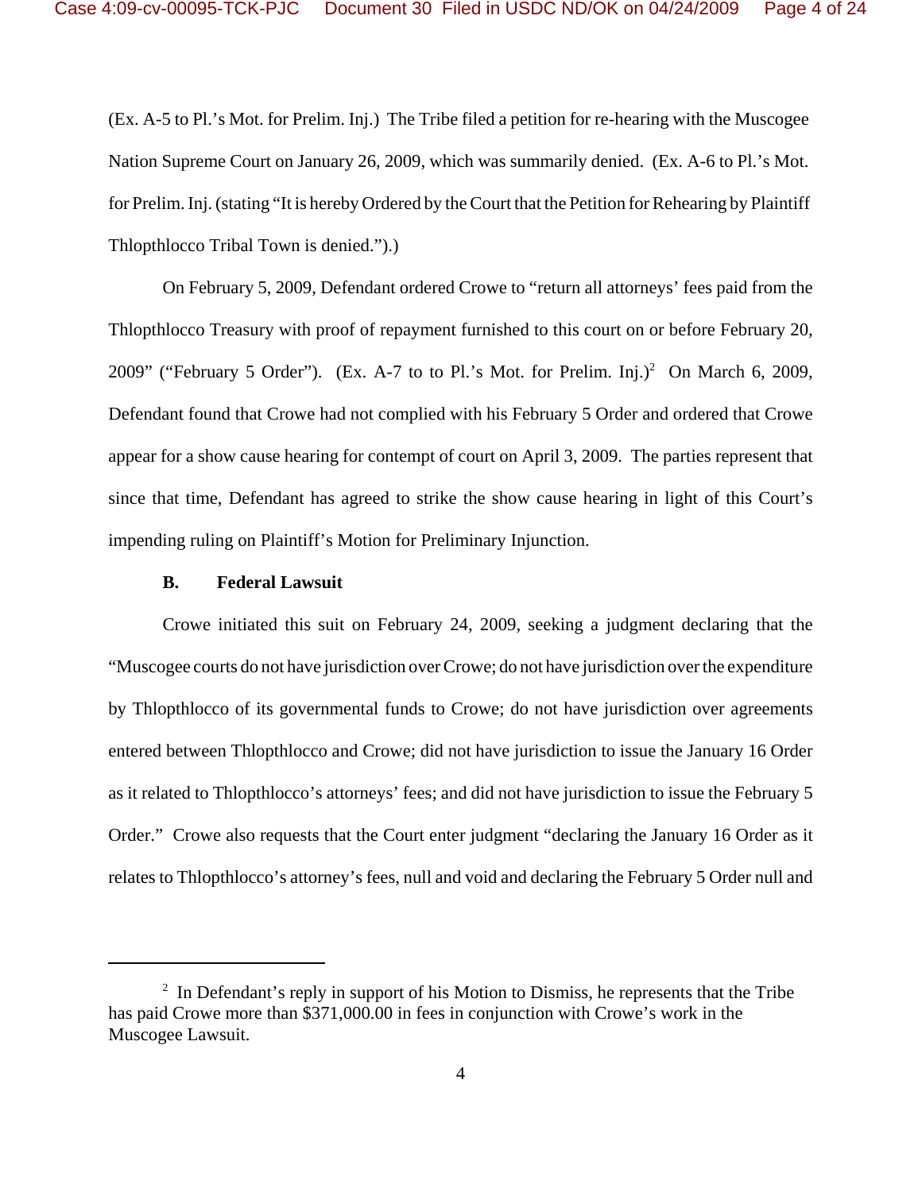(Ex. A-5 to Pl.'s Mot. for Prelim. Inj.) The Tribe filed a petition for re-hearing with the Muscogee Nation Supreme Court on January 26, 2009, which was summarily denied. (Ex. A-6 to Pl.'s Mot. for Prelim. Inj. (stating "It is hereby Ordered by the Court that the Petition for Rehearing by Plaintiff Thlopthlocco Tribal Town is denied.").)

On February 5, 2009, Defendant ordered Crowe to "return all attorneys' fees paid from the Thlopthlocco Treasury with proof of repayment furnished to this court on or before February 20, 2009" ("February 5 Order"). (Ex. A-7 to to Pl.'s Mot. for Prelim. Inj.)[2] On March 6, 2009, Defendant found that Crowe had not complied with his February 5 Order and ordered that Crowe appear for a show cause hearing for contempt of court on April 3, 2009. The parties represent that since that time, Defendant has agreed to strike the show cause hearing in light of this Court's impending ruling on Plaintiff's Motion for Preliminary Injunction.

**B. Federal Lawsuit**

Crowe initiated this suit on February 24, 2009, seeking a judgment declaring that the "Muscogee courts do not have jurisdiction over Crowe; do not have jurisdiction over the expenditure by Thlopthlocco of its governmental funds to Crowe; do not have jurisdiction over agreements entered between Thlopthlocco and Crowe; did not have jurisdiction to issue the January 16 Order as it related to Thlopthlocco's attorneys' fees; and did not have jurisdiction to issue the February 5 Order." Crowe also requests that the Court enter judgment "declaring the January 16 Order as it relates to Thlopthlocco's attorney's fees, null and void and declaring the February 5 Order null and

---

[2] In Defendant's reply in support of his Motion to Dismiss, he represents that the Tribe has paid Crowe more than $371,000.00 in fees in conjunction with Crowe's work in the Muscogee Lawsuit.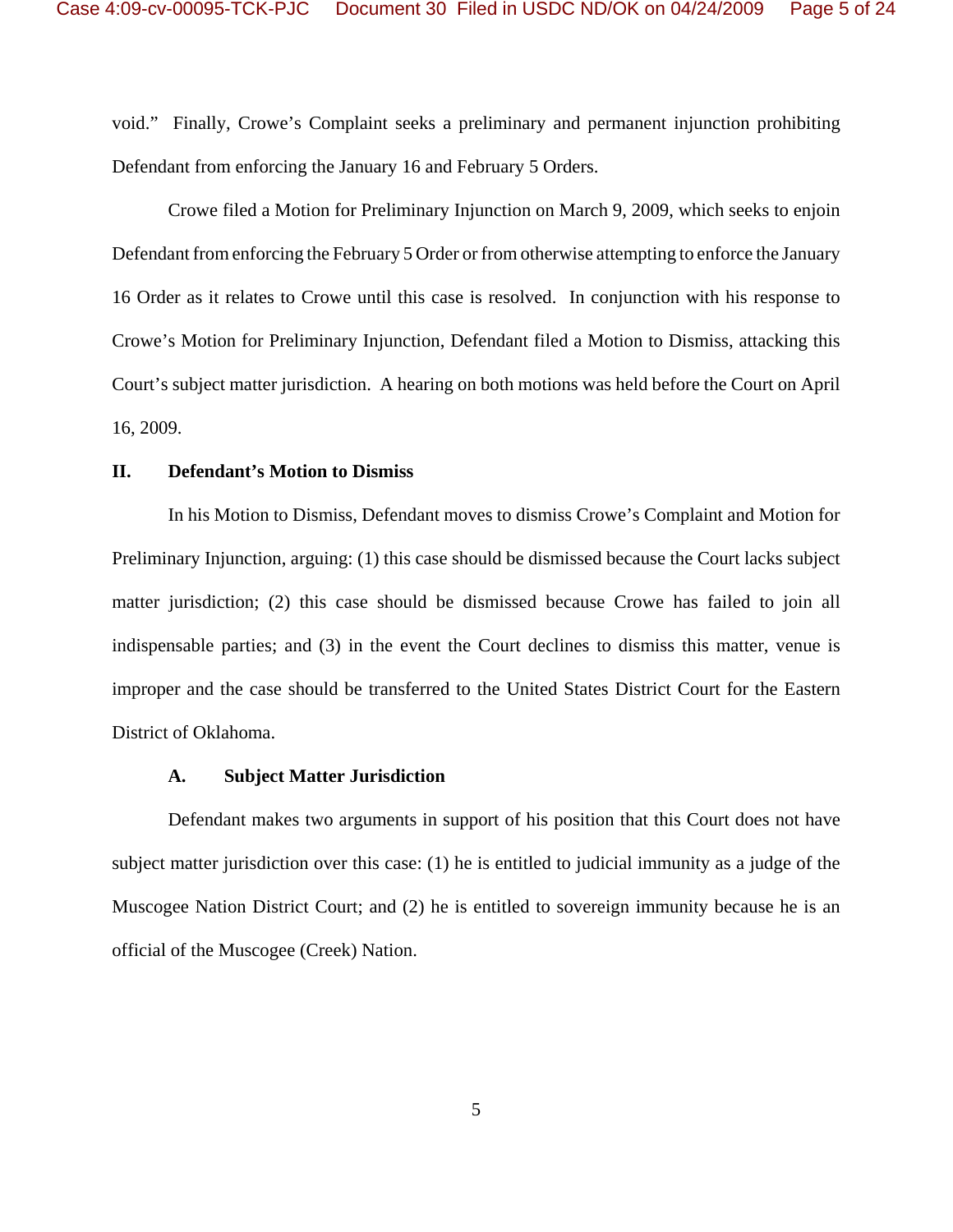void." Finally, Crowe's Complaint seeks a preliminary and permanent injunction prohibiting Defendant from enforcing the January 16 and February 5 Orders.

Crowe filed a Motion for Preliminary Injunction on March 9, 2009, which seeks to enjoin Defendant from enforcing the February 5 Order or from otherwise attempting to enforce the January 16 Order as it relates to Crowe until this case is resolved. In conjunction with his response to Crowe's Motion for Preliminary Injunction, Defendant filed a Motion to Dismiss, attacking this Court's subject matter jurisdiction. A hearing on both motions was held before the Court on April 16, 2009.

## II. Defendant's Motion to Dismiss

In his Motion to Dismiss, Defendant moves to dismiss Crowe's Complaint and Motion for Preliminary Injunction, arguing: (1) this case should be dismissed because the Court lacks subject matter jurisdiction; (2) this case should be dismissed because Crowe has failed to join all indispensable parties; and (3) in the event the Court declines to dismiss this matter, venue is improper and the case should be transferred to the United States District Court for the Eastern District of Oklahoma.

### A. Subject Matter Jurisdiction

Defendant makes two arguments in support of his position that this Court does not have subject matter jurisdiction over this case: (1) he is entitled to judicial immunity as a judge of the Muscogee Nation District Court; and (2) he is entitled to sovereign immunity because he is an official of the Muscogee (Creek) Nation.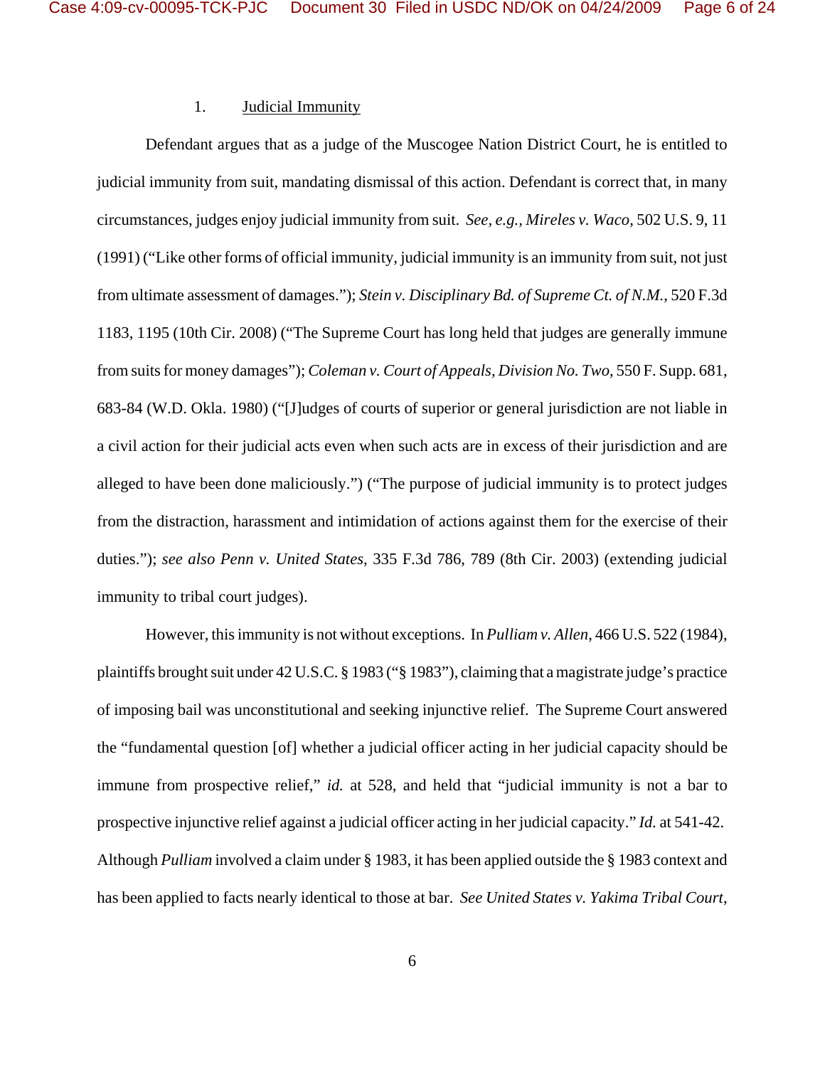1. <u>Judicial Immunity</u>

Defendant argues that as a judge of the Muscogee Nation District Court, he is entitled to judicial immunity from suit, mandating dismissal of this action. Defendant is correct that, in many circumstances, judges enjoy judicial immunity from suit. *See, e.g.*, *Mireles v. Waco*, 502 U.S. 9, 11 (1991) ("Like other forms of official immunity, judicial immunity is an immunity from suit, not just from ultimate assessment of damages."); *Stein v. Disciplinary Bd. of Supreme Ct. of N.M.*, 520 F.3d 1183, 1195 (10th Cir. 2008) ("The Supreme Court has long held that judges are generally immune from suits for money damages"); *Coleman v. Court of Appeals, Division No. Two*, 550 F. Supp. 681, 683-84 (W.D. Okla. 1980) ("[J]udges of courts of superior or general jurisdiction are not liable in a civil action for their judicial acts even when such acts are in excess of their jurisdiction and are alleged to have been done maliciously.") ("The purpose of judicial immunity is to protect judges from the distraction, harassment and intimidation of actions against them for the exercise of their duties."); *see also Penn v. United States*, 335 F.3d 786, 789 (8th Cir. 2003) (extending judicial immunity to tribal court judges).

However, this immunity is not without exceptions. In *Pulliam v. Allen*, 466 U.S. 522 (1984), plaintiffs brought suit under 42 U.S.C. § 1983 ("§ 1983"), claiming that a magistrate judge's practice of imposing bail was unconstitutional and seeking injunctive relief. The Supreme Court answered the "fundamental question [of] whether a judicial officer acting in her judicial capacity should be immune from prospective relief," *id.* at 528, and held that "judicial immunity is not a bar to prospective injunctive relief against a judicial officer acting in her judicial capacity." *Id.* at 541-42. Although *Pulliam* involved a claim under § 1983, it has been applied outside the § 1983 context and has been applied to facts nearly identical to those at bar. *See United States v. Yakima Tribal Court*,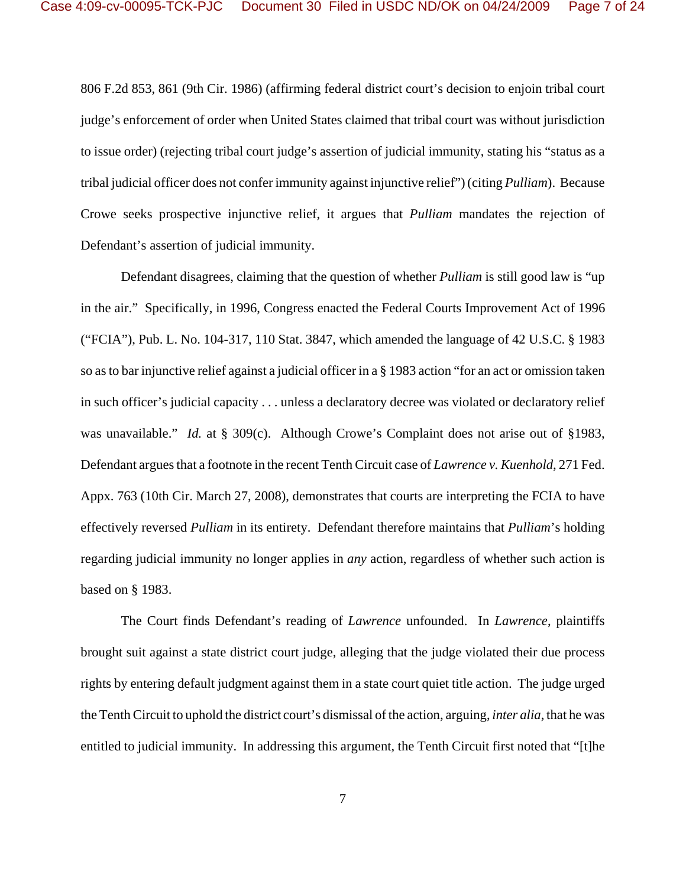806 F.2d 853, 861 (9th Cir. 1986) (affirming federal district court's decision to enjoin tribal court judge's enforcement of order when United States claimed that tribal court was without jurisdiction to issue order) (rejecting tribal court judge's assertion of judicial immunity, stating his "status as a tribal judicial officer does not confer immunity against injunctive relief") (citing *Pulliam*). Because Crowe seeks prospective injunctive relief, it argues that *Pulliam* mandates the rejection of Defendant's assertion of judicial immunity.

Defendant disagrees, claiming that the question of whether *Pulliam* is still good law is "up in the air." Specifically, in 1996, Congress enacted the Federal Courts Improvement Act of 1996 ("FCIA"), Pub. L. No. 104-317, 110 Stat. 3847, which amended the language of 42 U.S.C. § 1983 so as to bar injunctive relief against a judicial officer in a § 1983 action "for an act or omission taken in such officer's judicial capacity . . . unless a declaratory decree was violated or declaratory relief was unavailable." *Id.* at § 309(c). Although Crowe's Complaint does not arise out of §1983, Defendant argues that a footnote in the recent Tenth Circuit case of *Lawrence v. Kuenhold*, 271 Fed. Appx. 763 (10th Cir. March 27, 2008), demonstrates that courts are interpreting the FCIA to have effectively reversed *Pulliam* in its entirety. Defendant therefore maintains that *Pulliam*'s holding regarding judicial immunity no longer applies in *any* action, regardless of whether such action is based on § 1983.

The Court finds Defendant's reading of *Lawrence* unfounded. In *Lawrence*, plaintiffs brought suit against a state district court judge, alleging that the judge violated their due process rights by entering default judgment against them in a state court quiet title action. The judge urged the Tenth Circuit to uphold the district court's dismissal of the action, arguing, *inter alia*, that he was entitled to judicial immunity. In addressing this argument, the Tenth Circuit first noted that "[t]he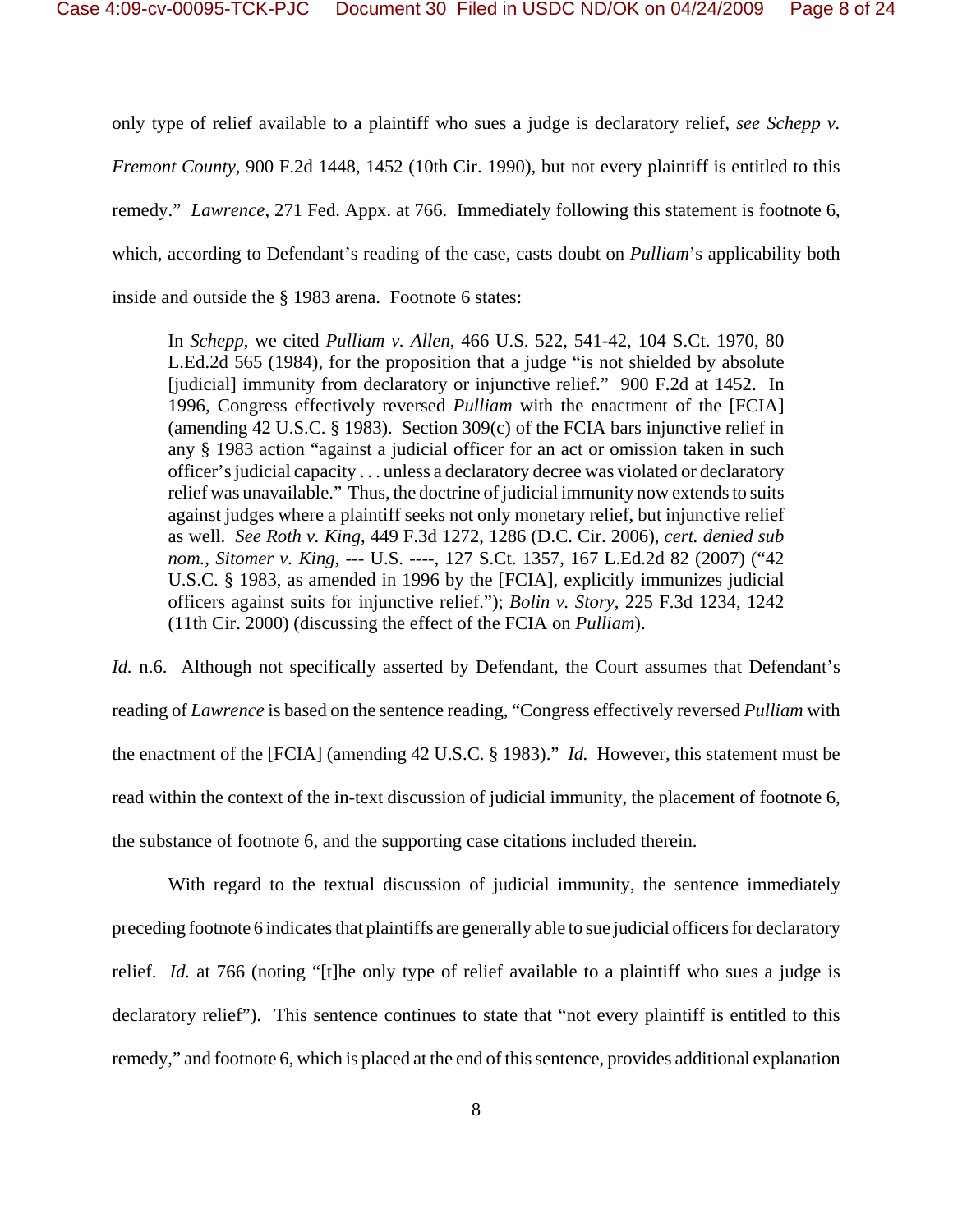only type of relief available to a plaintiff who sues a judge is declaratory relief, *see Schepp v. Fremont County*, 900 F.2d 1448, 1452 (10th Cir. 1990), but not every plaintiff is entitled to this remedy." *Lawrence*, 271 Fed. Appx. at 766. Immediately following this statement is footnote 6, which, according to Defendant's reading of the case, casts doubt on *Pulliam*'s applicability both inside and outside the § 1983 arena. Footnote 6 states:

> In *Schepp*, we cited *Pulliam v. Allen*, 466 U.S. 522, 541-42, 104 S.Ct. 1970, 80 L.Ed.2d 565 (1984), for the proposition that a judge "is not shielded by absolute [judicial] immunity from declaratory or injunctive relief." 900 F.2d at 1452. In 1996, Congress effectively reversed *Pulliam* with the enactment of the [FCIA] (amending 42 U.S.C. § 1983). Section 309(c) of the FCIA bars injunctive relief in any § 1983 action "against a judicial officer for an act or omission taken in such officer's judicial capacity . . . unless a declaratory decree was violated or declaratory relief was unavailable." Thus, the doctrine of judicial immunity now extends to suits against judges where a plaintiff seeks not only monetary relief, but injunctive relief as well. *See Roth v. King*, 449 F.3d 1272, 1286 (D.C. Cir. 2006), *cert. denied sub nom., Sitomer v. King*, --- U.S. ----, 127 S.Ct. 1357, 167 L.Ed.2d 82 (2007) ("42 U.S.C. § 1983, as amended in 1996 by the [FCIA], explicitly immunizes judicial officers against suits for injunctive relief."); *Bolin v. Story*, 225 F.3d 1234, 1242 (11th Cir. 2000) (discussing the effect of the FCIA on *Pulliam*).

*Id.* n.6. Although not specifically asserted by Defendant, the Court assumes that Defendant's reading of *Lawrence* is based on the sentence reading, "Congress effectively reversed *Pulliam* with the enactment of the [FCIA] (amending 42 U.S.C. § 1983)." *Id.* However, this statement must be read within the context of the in-text discussion of judicial immunity, the placement of footnote 6, the substance of footnote 6, and the supporting case citations included therein.

With regard to the textual discussion of judicial immunity, the sentence immediately preceding footnote 6 indicates that plaintiffs are generally able to sue judicial officers for declaratory relief. *Id.* at 766 (noting "[t]he only type of relief available to a plaintiff who sues a judge is declaratory relief"). This sentence continues to state that "not every plaintiff is entitled to this remedy," and footnote 6, which is placed at the end of this sentence, provides additional explanation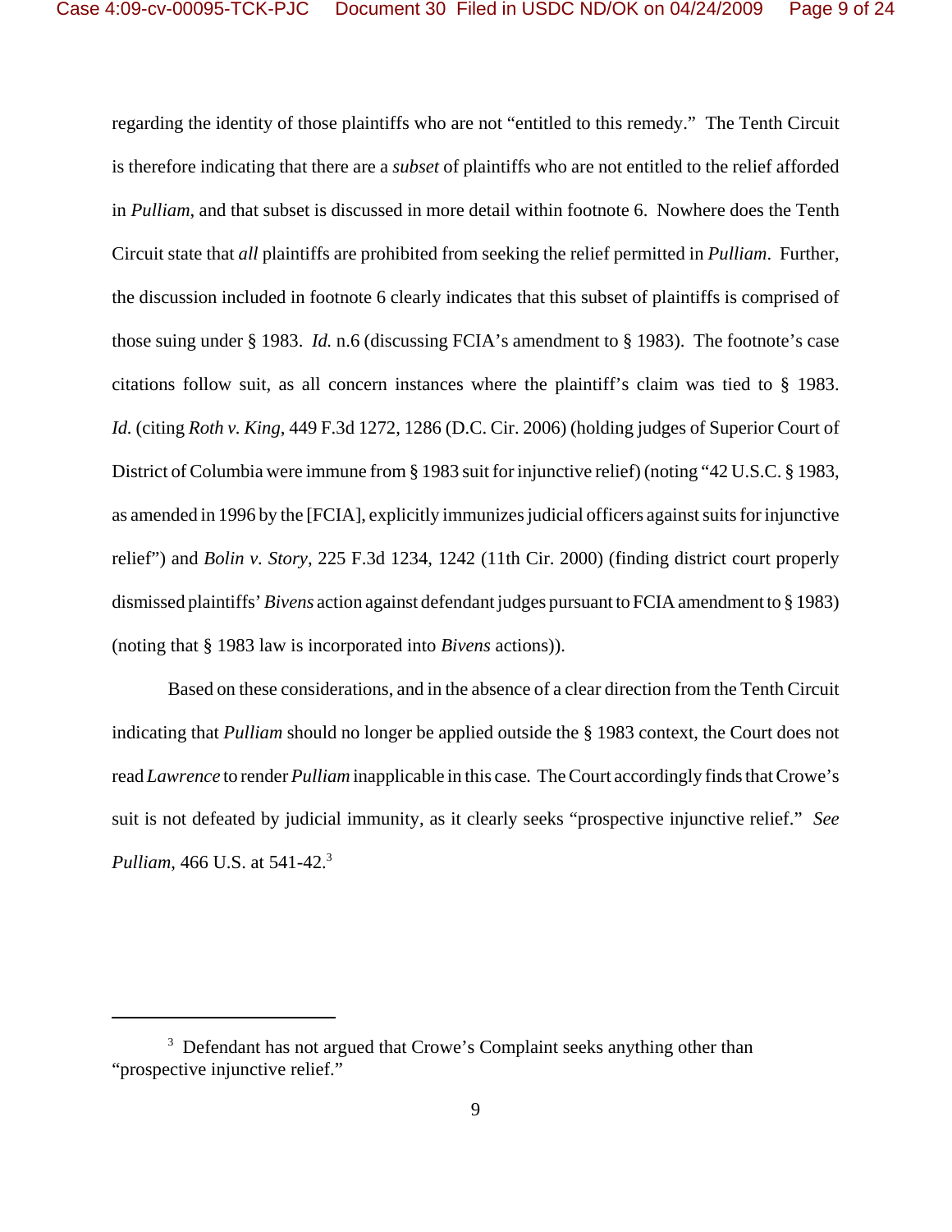regarding the identity of those plaintiffs who are not "entitled to this remedy." The Tenth Circuit is therefore indicating that there are a *subset* of plaintiffs who are not entitled to the relief afforded in *Pulliam*, and that subset is discussed in more detail within footnote 6. Nowhere does the Tenth Circuit state that *all* plaintiffs are prohibited from seeking the relief permitted in *Pulliam*. Further, the discussion included in footnote 6 clearly indicates that this subset of plaintiffs is comprised of those suing under § 1983. *Id.* n.6 (discussing FCIA's amendment to § 1983). The footnote's case citations follow suit, as all concern instances where the plaintiff's claim was tied to § 1983. *Id.* (citing *Roth v. King*, 449 F.3d 1272, 1286 (D.C. Cir. 2006) (holding judges of Superior Court of District of Columbia were immune from § 1983 suit for injunctive relief) (noting "42 U.S.C. § 1983, as amended in 1996 by the [FCIA], explicitly immunizes judicial officers against suits for injunctive relief") and *Bolin v. Story*, 225 F.3d 1234, 1242 (11th Cir. 2000) (finding district court properly dismissed plaintiffs' *Bivens* action against defendant judges pursuant to FCIA amendment to § 1983) (noting that § 1983 law is incorporated into *Bivens* actions)).

Based on these considerations, and in the absence of a clear direction from the Tenth Circuit indicating that *Pulliam* should no longer be applied outside the § 1983 context, the Court does not read *Lawrence* to render *Pulliam* inapplicable in this case. The Court accordingly finds that Crowe's suit is not defeated by judicial immunity, as it clearly seeks "prospective injunctive relief." *See Pulliam*, 466 U.S. at 541-42.[3]

---

[3] Defendant has not argued that Crowe's Complaint seeks anything other than "prospective injunctive relief."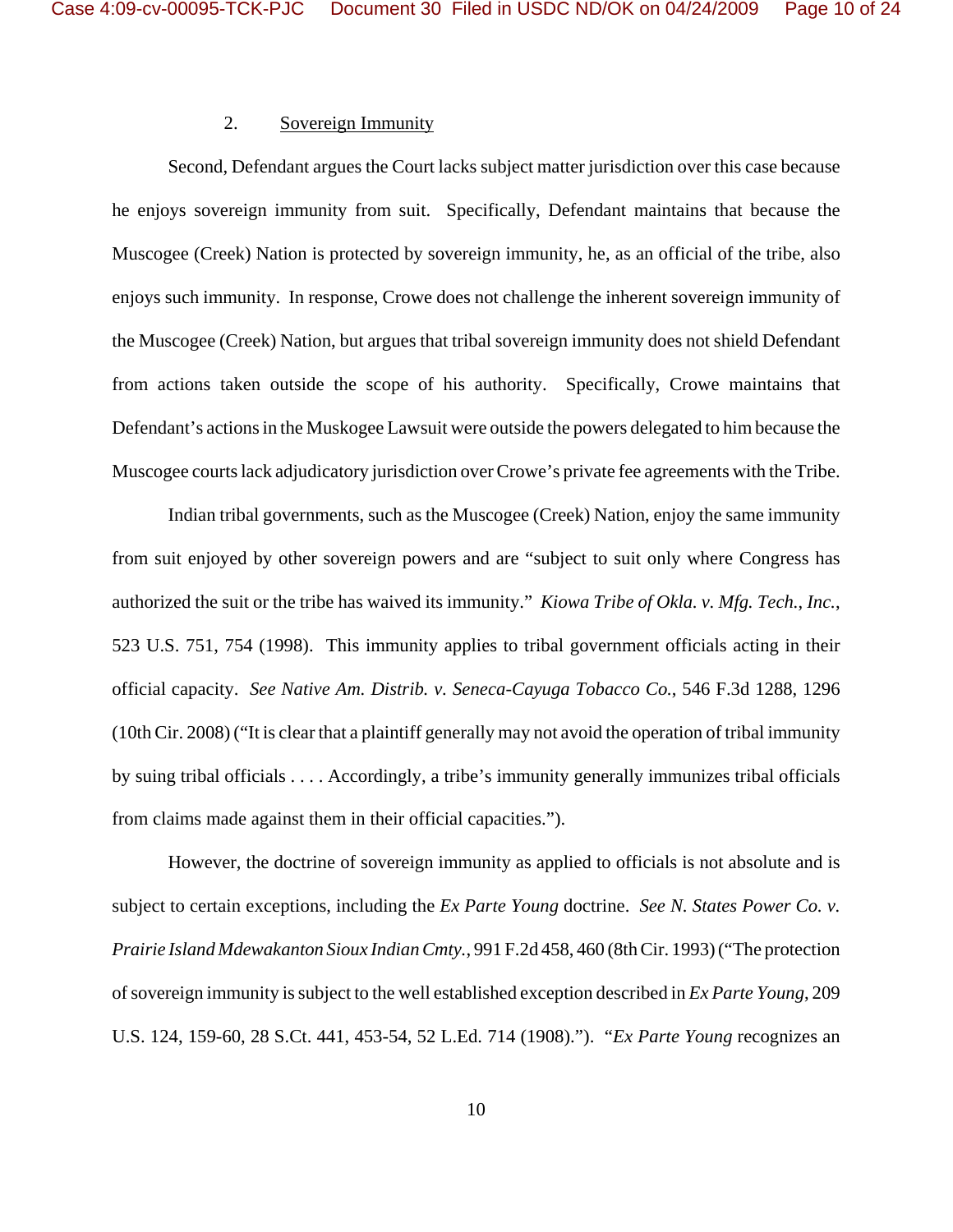### 2. Sovereign Immunity

Second, Defendant argues the Court lacks subject matter jurisdiction over this case because he enjoys sovereign immunity from suit. Specifically, Defendant maintains that because the Muscogee (Creek) Nation is protected by sovereign immunity, he, as an official of the tribe, also enjoys such immunity. In response, Crowe does not challenge the inherent sovereign immunity of the Muscogee (Creek) Nation, but argues that tribal sovereign immunity does not shield Defendant from actions taken outside the scope of his authority. Specifically, Crowe maintains that Defendant's actions in the Muskogee Lawsuit were outside the powers delegated to him because the Muscogee courts lack adjudicatory jurisdiction over Crowe's private fee agreements with the Tribe.

Indian tribal governments, such as the Muscogee (Creek) Nation, enjoy the same immunity from suit enjoyed by other sovereign powers and are "subject to suit only where Congress has authorized the suit or the tribe has waived its immunity." *Kiowa Tribe of Okla. v. Mfg. Tech., Inc.*, 523 U.S. 751, 754 (1998). This immunity applies to tribal government officials acting in their official capacity. *See Native Am. Distrib. v. Seneca-Cayuga Tobacco Co.*, 546 F.3d 1288, 1296 (10th Cir. 2008) ("It is clear that a plaintiff generally may not avoid the operation of tribal immunity by suing tribal officials . . . . Accordingly, a tribe's immunity generally immunizes tribal officials from claims made against them in their official capacities.").

However, the doctrine of sovereign immunity as applied to officials is not absolute and is subject to certain exceptions, including the *Ex Parte Young* doctrine. *See N. States Power Co. v. Prairie Island Mdewakanton Sioux Indian Cmty.*, 991 F.2d 458, 460 (8th Cir. 1993) ("The protection of sovereign immunity is subject to the well established exception described in *Ex Parte Young*, 209 U.S. 124, 159-60, 28 S.Ct. 441, 453-54, 52 L.Ed. 714 (1908)."). "*Ex Parte Young* recognizes an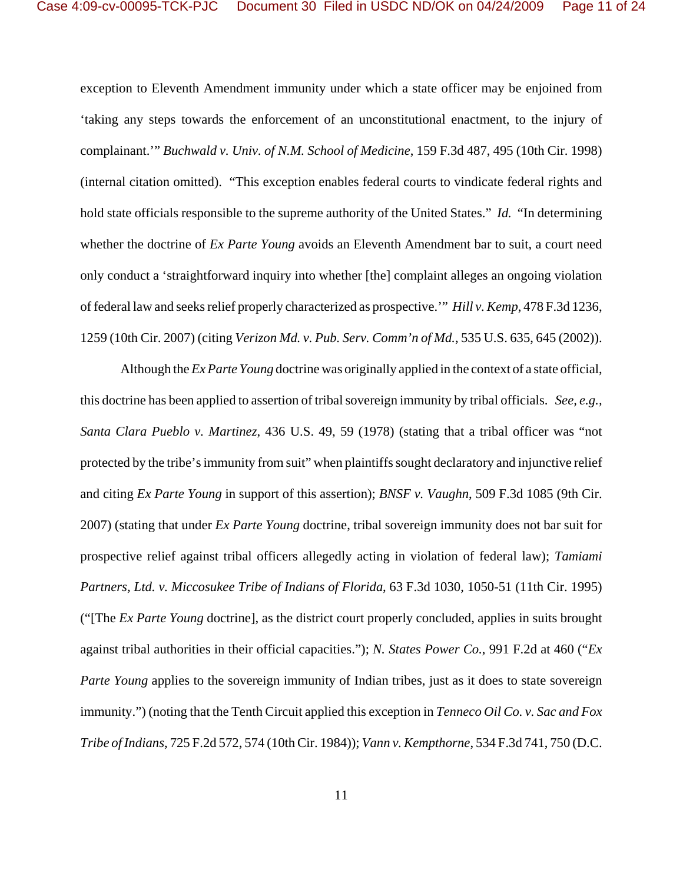exception to Eleventh Amendment immunity under which a state officer may be enjoined from 'taking any steps towards the enforcement of an unconstitutional enactment, to the injury of complainant.'" *Buchwald v. Univ. of N.M. School of Medicine*, 159 F.3d 487, 495 (10th Cir. 1998) (internal citation omitted). "This exception enables federal courts to vindicate federal rights and hold state officials responsible to the supreme authority of the United States." *Id.* "In determining whether the doctrine of *Ex Parte Young* avoids an Eleventh Amendment bar to suit, a court need only conduct a 'straightforward inquiry into whether [the] complaint alleges an ongoing violation of federal law and seeks relief properly characterized as prospective.'" *Hill v. Kemp*, 478 F.3d 1236, 1259 (10th Cir. 2007) (citing *Verizon Md. v. Pub. Serv. Comm'n of Md.*, 535 U.S. 635, 645 (2002)).

Although the *Ex Parte Young* doctrine was originally applied in the context of a state official, this doctrine has been applied to assertion of tribal sovereign immunity by tribal officials. *See, e.g.*, *Santa Clara Pueblo v. Martinez*, 436 U.S. 49, 59 (1978) (stating that a tribal officer was "not protected by the tribe's immunity from suit" when plaintiffs sought declaratory and injunctive relief and citing *Ex Parte Young* in support of this assertion); *BNSF v. Vaughn*, 509 F.3d 1085 (9th Cir. 2007) (stating that under *Ex Parte Young* doctrine, tribal sovereign immunity does not bar suit for prospective relief against tribal officers allegedly acting in violation of federal law); *Tamiami Partners, Ltd. v. Miccosukee Tribe of Indians of Florida*, 63 F.3d 1030, 1050-51 (11th Cir. 1995) ("[The *Ex Parte Young* doctrine], as the district court properly concluded, applies in suits brought against tribal authorities in their official capacities."); *N. States Power Co.*, 991 F.2d at 460 ("*Ex Parte Young* applies to the sovereign immunity of Indian tribes, just as it does to state sovereign immunity.") (noting that the Tenth Circuit applied this exception in *Tenneco Oil Co. v. Sac and Fox Tribe of Indians*, 725 F.2d 572, 574 (10th Cir. 1984)); *Vann v. Kempthorne*, 534 F.3d 741, 750 (D.C.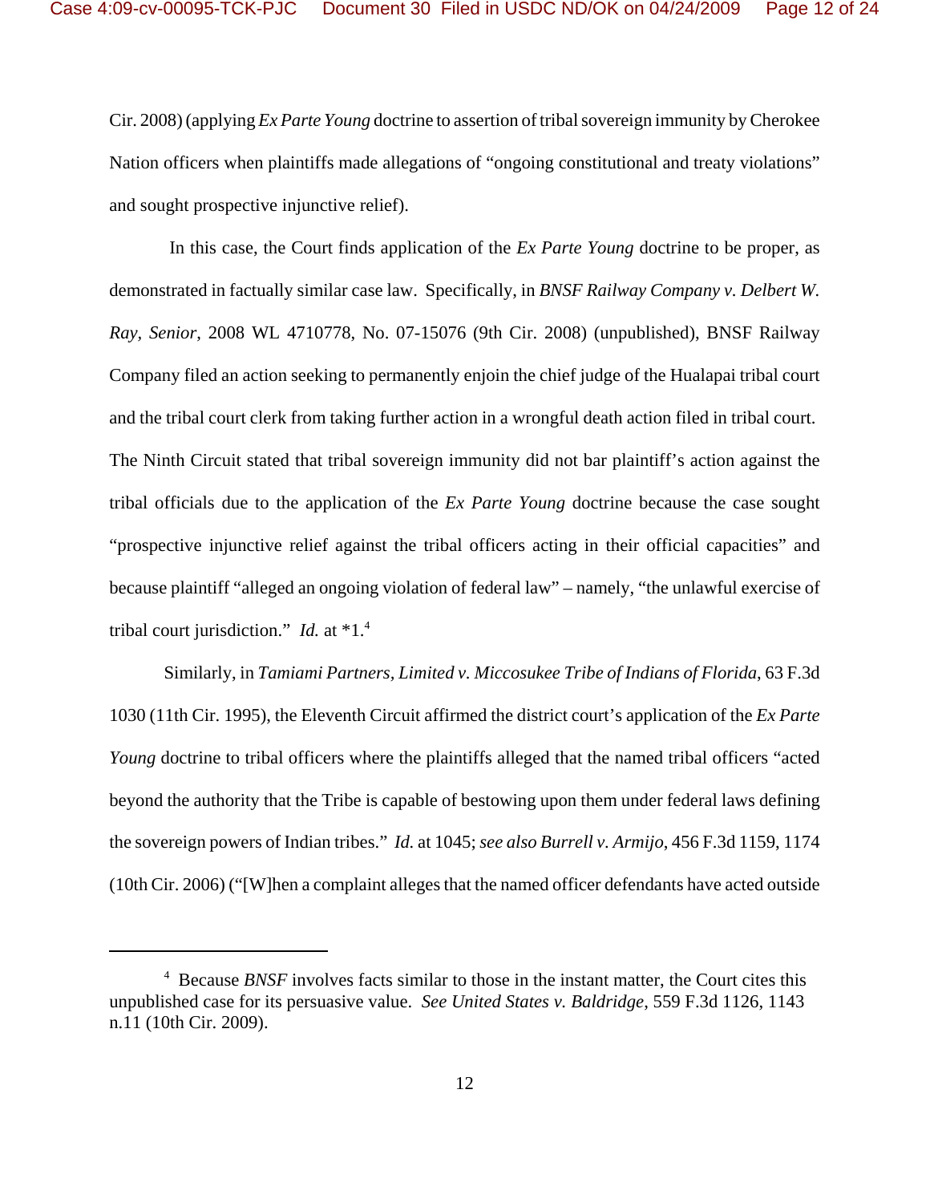Cir. 2008) (applying *Ex Parte Young* doctrine to assertion of tribal sovereign immunity by Cherokee Nation officers when plaintiffs made allegations of "ongoing constitutional and treaty violations" and sought prospective injunctive relief).

In this case, the Court finds application of the *Ex Parte Young* doctrine to be proper, as demonstrated in factually similar case law. Specifically, in *BNSF Railway Company v. Delbert W. Ray, Senior*, 2008 WL 4710778, No. 07-15076 (9th Cir. 2008) (unpublished), BNSF Railway Company filed an action seeking to permanently enjoin the chief judge of the Hualapai tribal court and the tribal court clerk from taking further action in a wrongful death action filed in tribal court. The Ninth Circuit stated that tribal sovereign immunity did not bar plaintiff's action against the tribal officials due to the application of the *Ex Parte Young* doctrine because the case sought "prospective injunctive relief against the tribal officers acting in their official capacities" and because plaintiff "alleged an ongoing violation of federal law" – namely, "the unlawful exercise of tribal court jurisdiction." *Id.* at *1.[4]

Similarly, in *Tamiami Partners, Limited v. Miccosukee Tribe of Indians of Florida*, 63 F.3d 1030 (11th Cir. 1995), the Eleventh Circuit affirmed the district court's application of the *Ex Parte Young* doctrine to tribal officers where the plaintiffs alleged that the named tribal officers "acted beyond the authority that the Tribe is capable of bestowing upon them under federal laws defining the sovereign powers of Indian tribes." *Id.* at 1045; *see also Burrell v. Armijo*, 456 F.3d 1159, 1174 (10th Cir. 2006) ("[W]hen a complaint alleges that the named officer defendants have acted outside

---

[4] Because *BNSF* involves facts similar to those in the instant matter, the Court cites this unpublished case for its persuasive value. *See United States v. Baldridge*, 559 F.3d 1126, 1143 n.11 (10th Cir. 2009).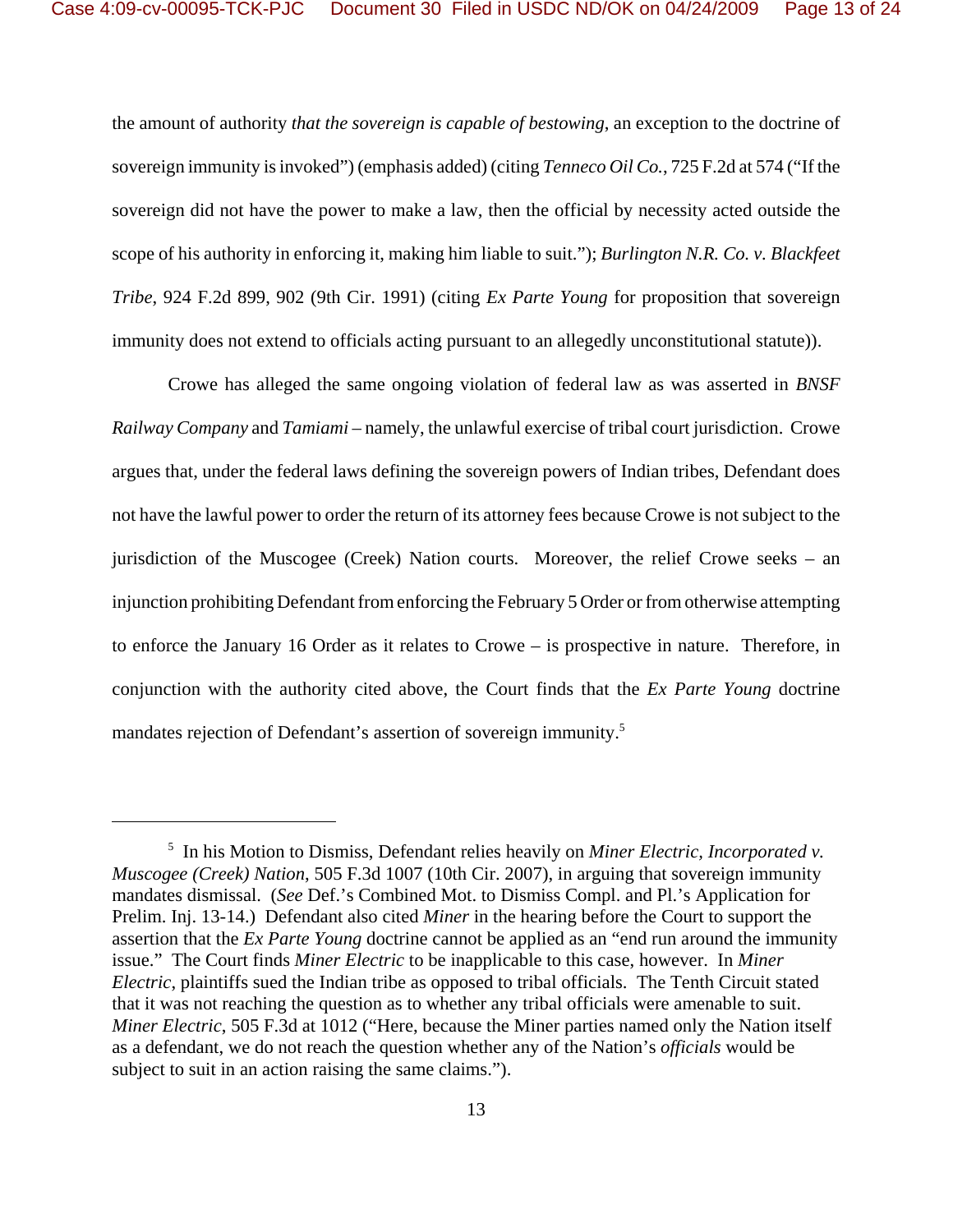the amount of authority *that the sovereign is capable of bestowing*, an exception to the doctrine of sovereign immunity is invoked") (emphasis added) (citing *Tenneco Oil Co.*, 725 F.2d at 574 ("If the sovereign did not have the power to make a law, then the official by necessity acted outside the scope of his authority in enforcing it, making him liable to suit."); *Burlington N.R. Co. v. Blackfeet Tribe*, 924 F.2d 899, 902 (9th Cir. 1991) (citing *Ex Parte Young* for proposition that sovereign immunity does not extend to officials acting pursuant to an allegedly unconstitutional statute)).

Crowe has alleged the same ongoing violation of federal law as was asserted in *BNSF Railway Company* and *Tamiami* – namely, the unlawful exercise of tribal court jurisdiction. Crowe argues that, under the federal laws defining the sovereign powers of Indian tribes, Defendant does not have the lawful power to order the return of its attorney fees because Crowe is not subject to the jurisdiction of the Muscogee (Creek) Nation courts. Moreover, the relief Crowe seeks – an injunction prohibiting Defendant from enforcing the February 5 Order or from otherwise attempting to enforce the January 16 Order as it relates to Crowe – is prospective in nature. Therefore, in conjunction with the authority cited above, the Court finds that the *Ex Parte Young* doctrine mandates rejection of Defendant's assertion of sovereign immunity.[5]

---

[5] In his Motion to Dismiss, Defendant relies heavily on *Miner Electric, Incorporated v. Muscogee (Creek) Nation*, 505 F.3d 1007 (10th Cir. 2007), in arguing that sovereign immunity mandates dismissal. (*See* Def.'s Combined Mot. to Dismiss Compl. and Pl.'s Application for Prelim. Inj. 13-14.) Defendant also cited *Miner* in the hearing before the Court to support the assertion that the *Ex Parte Young* doctrine cannot be applied as an "end run around the immunity issue." The Court finds *Miner Electric* to be inapplicable to this case, however. In *Miner Electric*, plaintiffs sued the Indian tribe as opposed to tribal officials. The Tenth Circuit stated that it was not reaching the question as to whether any tribal officials were amenable to suit. *Miner Electric*, 505 F.3d at 1012 ("Here, because the Miner parties named only the Nation itself as a defendant, we do not reach the question whether any of the Nation's *officials* would be subject to suit in an action raising the same claims.").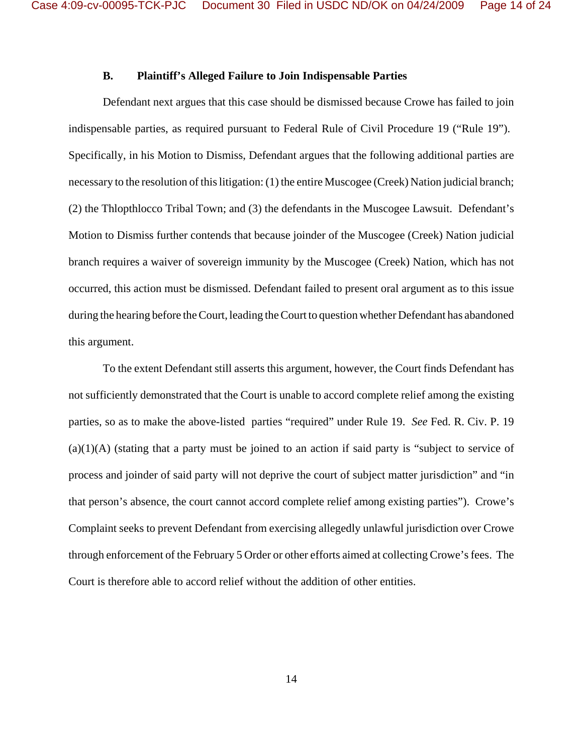### B. Plaintiff's Alleged Failure to Join Indispensable Parties

Defendant next argues that this case should be dismissed because Crowe has failed to join indispensable parties, as required pursuant to Federal Rule of Civil Procedure 19 ("Rule 19"). Specifically, in his Motion to Dismiss, Defendant argues that the following additional parties are necessary to the resolution of this litigation: (1) the entire Muscogee (Creek) Nation judicial branch; (2) the Thlopthlocco Tribal Town; and (3) the defendants in the Muscogee Lawsuit. Defendant's Motion to Dismiss further contends that because joinder of the Muscogee (Creek) Nation judicial branch requires a waiver of sovereign immunity by the Muscogee (Creek) Nation, which has not occurred, this action must be dismissed. Defendant failed to present oral argument as to this issue during the hearing before the Court, leading the Court to question whether Defendant has abandoned this argument.

To the extent Defendant still asserts this argument, however, the Court finds Defendant has not sufficiently demonstrated that the Court is unable to accord complete relief among the existing parties, so as to make the above-listed parties "required" under Rule 19. *See* Fed. R. Civ. P. 19 (a)(1)(A) (stating that a party must be joined to an action if said party is "subject to service of process and joinder of said party will not deprive the court of subject matter jurisdiction" and "in that person's absence, the court cannot accord complete relief among existing parties"). Crowe's Complaint seeks to prevent Defendant from exercising allegedly unlawful jurisdiction over Crowe through enforcement of the February 5 Order or other efforts aimed at collecting Crowe's fees. The Court is therefore able to accord relief without the addition of other entities.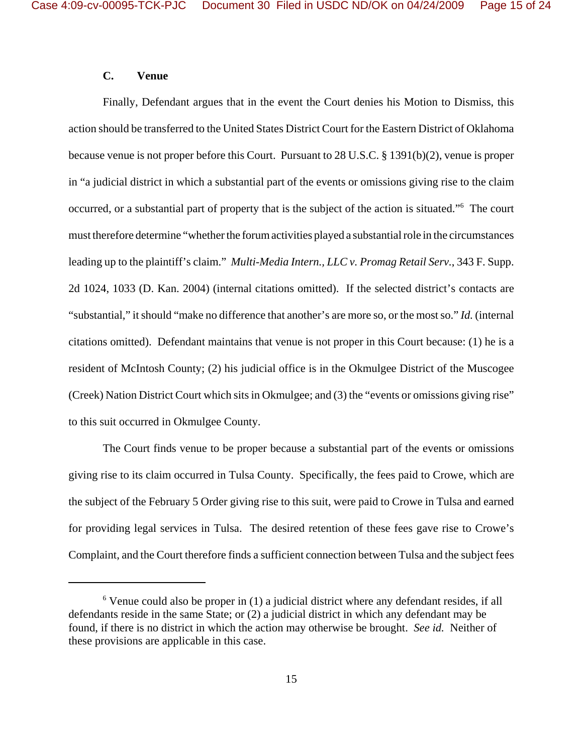### C. Venue

Finally, Defendant argues that in the event the Court denies his Motion to Dismiss, this action should be transferred to the United States District Court for the Eastern District of Oklahoma because venue is not proper before this Court. Pursuant to 28 U.S.C. § 1391(b)(2), venue is proper in "a judicial district in which a substantial part of the events or omissions giving rise to the claim occurred, or a substantial part of property that is the subject of the action is situated."[6] The court must therefore determine "whether the forum activities played a substantial role in the circumstances leading up to the plaintiff's claim." *Multi-Media Intern., LLC v. Promag Retail Serv.*, 343 F. Supp. 2d 1024, 1033 (D. Kan. 2004) (internal citations omitted). If the selected district's contacts are "substantial," it should "make no difference that another's are more so, or the most so." *Id.* (internal citations omitted). Defendant maintains that venue is not proper in this Court because: (1) he is a resident of McIntosh County; (2) his judicial office is in the Okmulgee District of the Muscogee (Creek) Nation District Court which sits in Okmulgee; and (3) the "events or omissions giving rise" to this suit occurred in Okmulgee County.

The Court finds venue to be proper because a substantial part of the events or omissions giving rise to its claim occurred in Tulsa County. Specifically, the fees paid to Crowe, which are the subject of the February 5 Order giving rise to this suit, were paid to Crowe in Tulsa and earned for providing legal services in Tulsa. The desired retention of these fees gave rise to Crowe's Complaint, and the Court therefore finds a sufficient connection between Tulsa and the subject fees

---

[6] Venue could also be proper in (1) a judicial district where any defendant resides, if all defendants reside in the same State; or (2) a judicial district in which any defendant may be found, if there is no district in which the action may otherwise be brought. *See id.* Neither of these provisions are applicable in this case.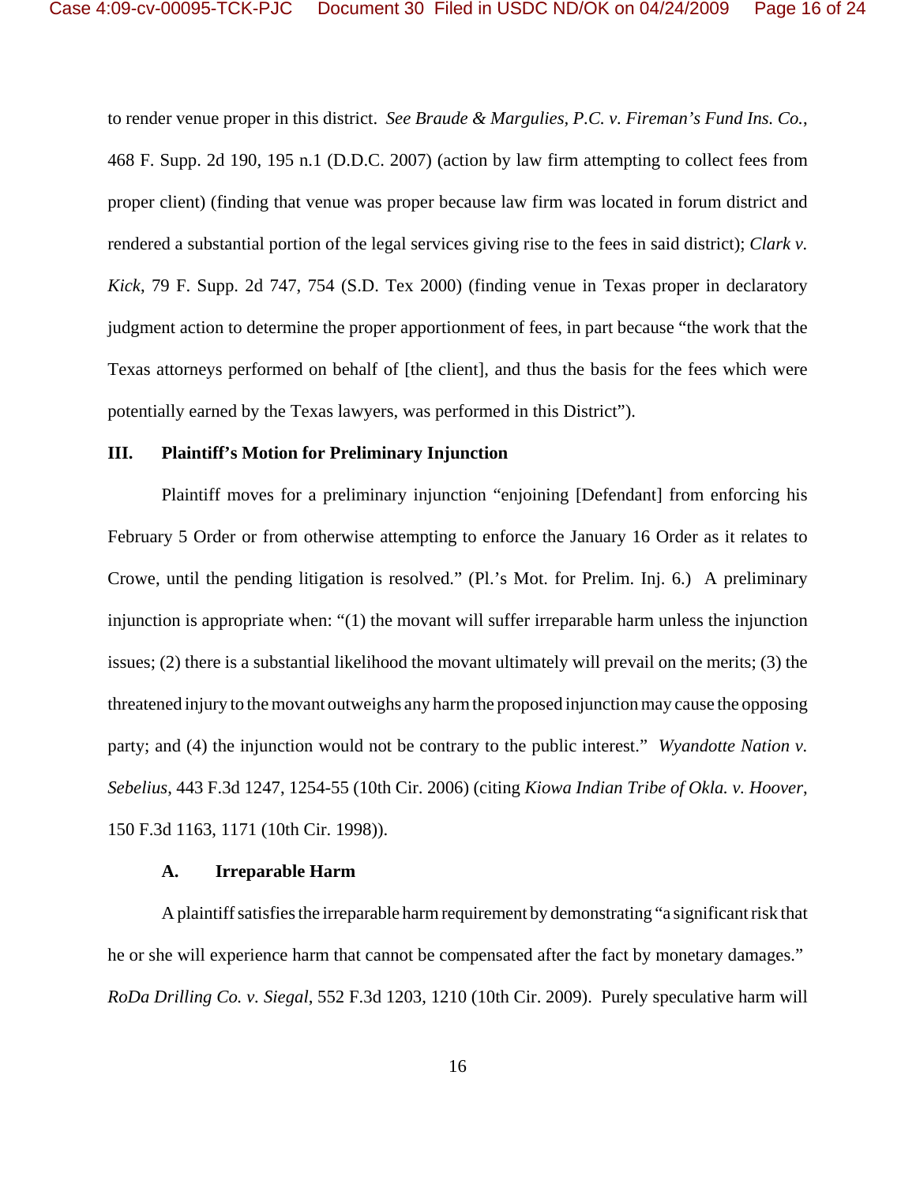to render venue proper in this district. *See Braude & Margulies, P.C. v. Fireman's Fund Ins. Co.*, 468 F. Supp. 2d 190, 195 n.1 (D.D.C. 2007) (action by law firm attempting to collect fees from proper client) (finding that venue was proper because law firm was located in forum district and rendered a substantial portion of the legal services giving rise to the fees in said district); *Clark v. Kick*, 79 F. Supp. 2d 747, 754 (S.D. Tex 2000) (finding venue in Texas proper in declaratory judgment action to determine the proper apportionment of fees, in part because "the work that the Texas attorneys performed on behalf of [the client], and thus the basis for the fees which were potentially earned by the Texas lawyers, was performed in this District").

## III. Plaintiff's Motion for Preliminary Injunction

Plaintiff moves for a preliminary injunction "enjoining [Defendant] from enforcing his February 5 Order or from otherwise attempting to enforce the January 16 Order as it relates to Crowe, until the pending litigation is resolved." (Pl.'s Mot. for Prelim. Inj. 6.) A preliminary injunction is appropriate when: "(1) the movant will suffer irreparable harm unless the injunction issues; (2) there is a substantial likelihood the movant ultimately will prevail on the merits; (3) the threatened injury to the movant outweighs any harm the proposed injunction may cause the opposing party; and (4) the injunction would not be contrary to the public interest." *Wyandotte Nation v. Sebelius*, 443 F.3d 1247, 1254-55 (10th Cir. 2006) (citing *Kiowa Indian Tribe of Okla. v. Hoover*, 150 F.3d 1163, 1171 (10th Cir. 1998)).

### A. Irreparable Harm

A plaintiff satisfies the irreparable harm requirement by demonstrating "a significant risk that he or she will experience harm that cannot be compensated after the fact by monetary damages." *RoDa Drilling Co. v. Siegal*, 552 F.3d 1203, 1210 (10th Cir. 2009). Purely speculative harm will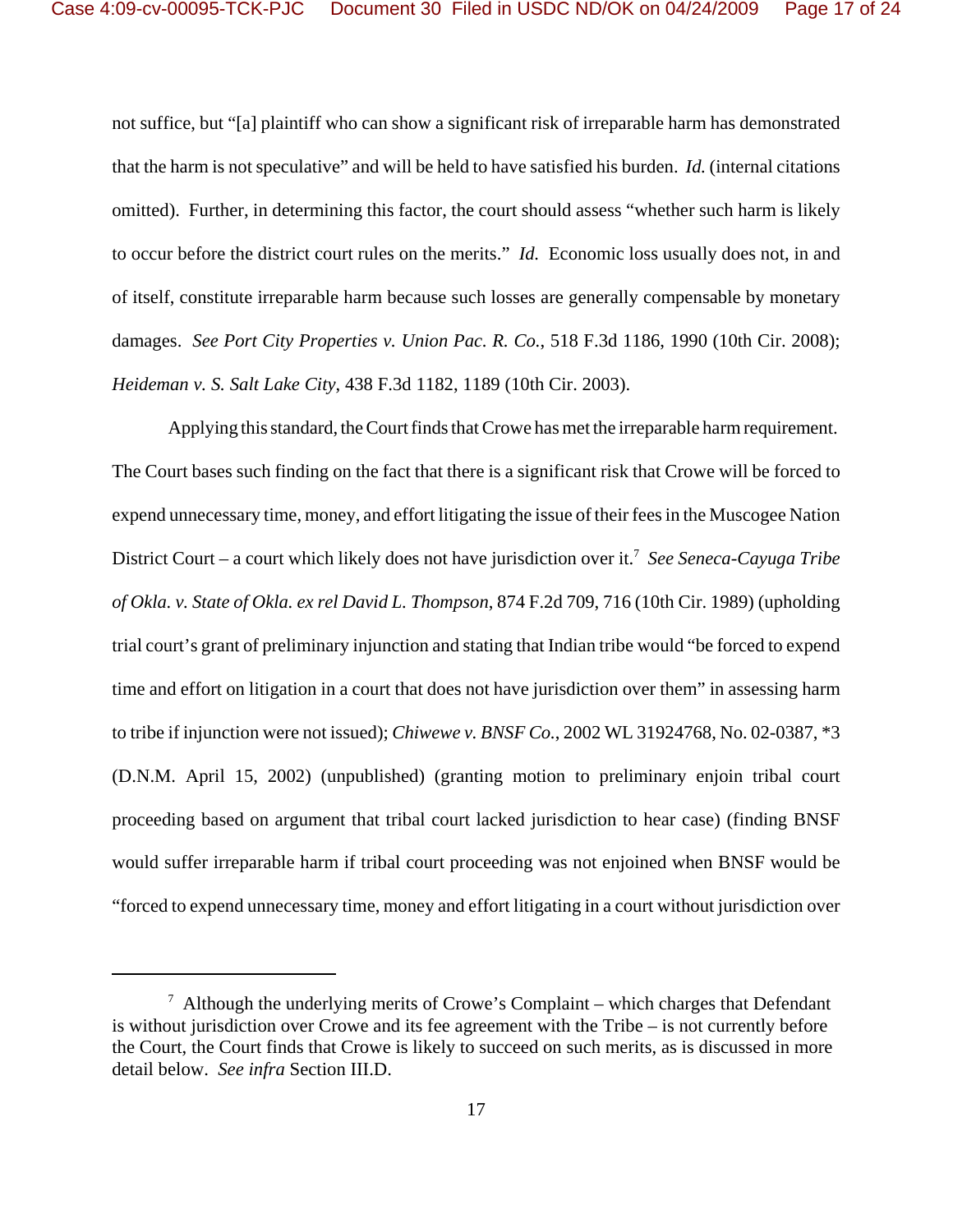not suffice, but "[a] plaintiff who can show a significant risk of irreparable harm has demonstrated that the harm is not speculative" and will be held to have satisfied his burden. *Id.* (internal citations omitted). Further, in determining this factor, the court should assess "whether such harm is likely to occur before the district court rules on the merits." *Id.* Economic loss usually does not, in and of itself, constitute irreparable harm because such losses are generally compensable by monetary damages. *See Port City Properties v. Union Pac. R. Co.*, 518 F.3d 1186, 1990 (10th Cir. 2008); *Heideman v. S. Salt Lake City*, 438 F.3d 1182, 1189 (10th Cir. 2003).

Applying this standard, the Court finds that Crowe has met the irreparable harm requirement. The Court bases such finding on the fact that there is a significant risk that Crowe will be forced to expend unnecessary time, money, and effort litigating the issue of their fees in the Muscogee Nation District Court – a court which likely does not have jurisdiction over it.[7] *See Seneca-Cayuga Tribe of Okla. v. State of Okla. ex rel David L. Thompson*, 874 F.2d 709, 716 (10th Cir. 1989) (upholding trial court's grant of preliminary injunction and stating that Indian tribe would "be forced to expend time and effort on litigation in a court that does not have jurisdiction over them" in assessing harm to tribe if injunction were not issued); *Chiwewe v. BNSF Co.*, 2002 WL 31924768, No. 02-0387, *3 (D.N.M. April 15, 2002) (unpublished) (granting motion to preliminary enjoin tribal court proceeding based on argument that tribal court lacked jurisdiction to hear case) (finding BNSF would suffer irreparable harm if tribal court proceeding was not enjoined when BNSF would be "forced to expend unnecessary time, money and effort litigating in a court without jurisdiction over

---

[7] Although the underlying merits of Crowe's Complaint – which charges that Defendant is without jurisdiction over Crowe and its fee agreement with the Tribe – is not currently before the Court, the Court finds that Crowe is likely to succeed on such merits, as is discussed in more detail below. *See infra* Section III.D.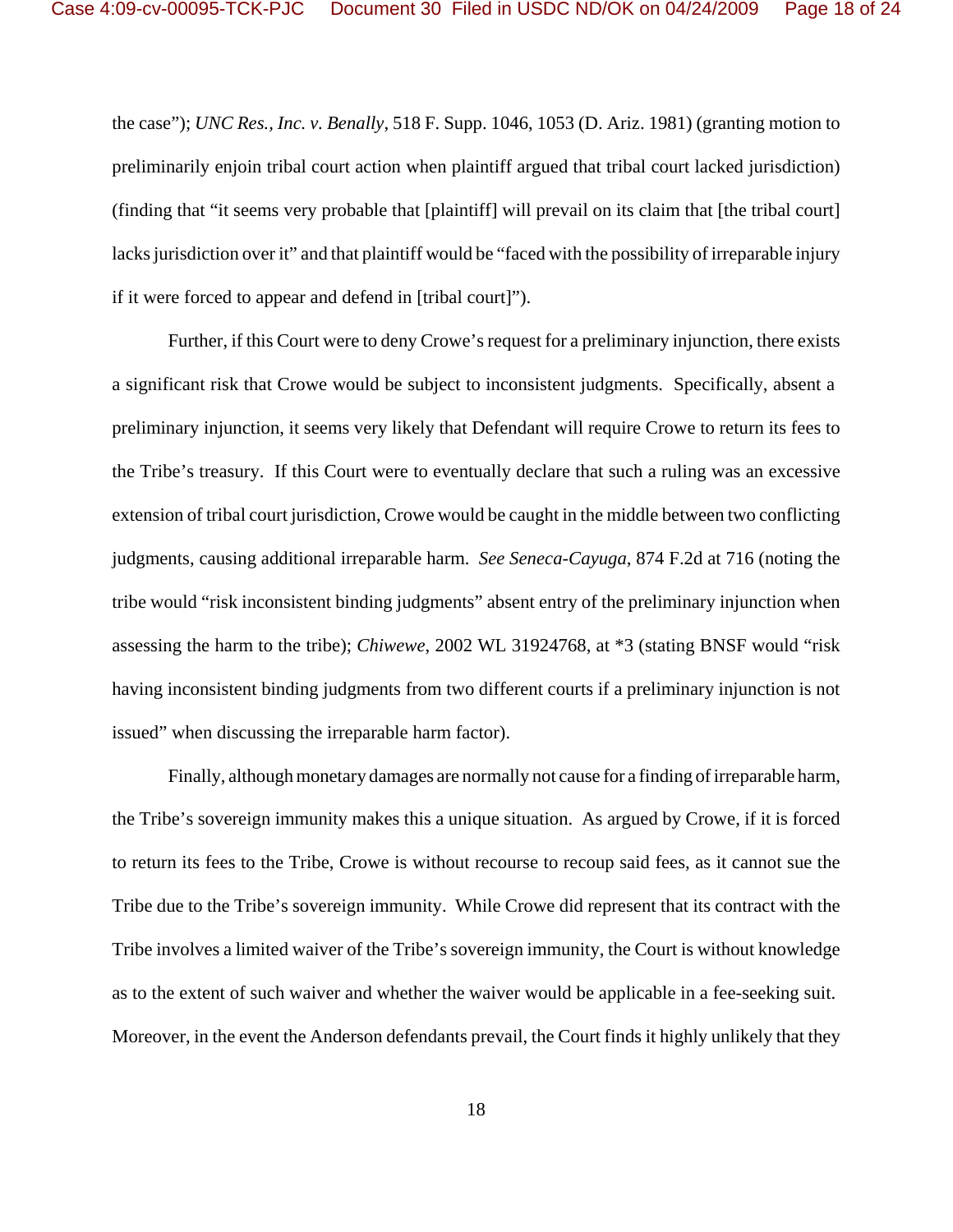the case"); *UNC Res., Inc. v. Benally*, 518 F. Supp. 1046, 1053 (D. Ariz. 1981) (granting motion to preliminarily enjoin tribal court action when plaintiff argued that tribal court lacked jurisdiction) (finding that "it seems very probable that [plaintiff] will prevail on its claim that [the tribal court] lacks jurisdiction over it" and that plaintiff would be "faced with the possibility of irreparable injury if it were forced to appear and defend in [tribal court]").

Further, if this Court were to deny Crowe's request for a preliminary injunction, there exists a significant risk that Crowe would be subject to inconsistent judgments. Specifically, absent a preliminary injunction, it seems very likely that Defendant will require Crowe to return its fees to the Tribe's treasury. If this Court were to eventually declare that such a ruling was an excessive extension of tribal court jurisdiction, Crowe would be caught in the middle between two conflicting judgments, causing additional irreparable harm. *See Seneca-Cayuga*, 874 F.2d at 716 (noting the tribe would "risk inconsistent binding judgments" absent entry of the preliminary injunction when assessing the harm to the tribe); *Chiwewe*, 2002 WL 31924768, at *3 (stating BNSF would "risk having inconsistent binding judgments from two different courts if a preliminary injunction is not issued" when discussing the irreparable harm factor).

Finally, although monetary damages are normally not cause for a finding of irreparable harm, the Tribe's sovereign immunity makes this a unique situation. As argued by Crowe, if it is forced to return its fees to the Tribe, Crowe is without recourse to recoup said fees, as it cannot sue the Tribe due to the Tribe's sovereign immunity. While Crowe did represent that its contract with the Tribe involves a limited waiver of the Tribe's sovereign immunity, the Court is without knowledge as to the extent of such waiver and whether the waiver would be applicable in a fee-seeking suit. Moreover, in the event the Anderson defendants prevail, the Court finds it highly unlikely that they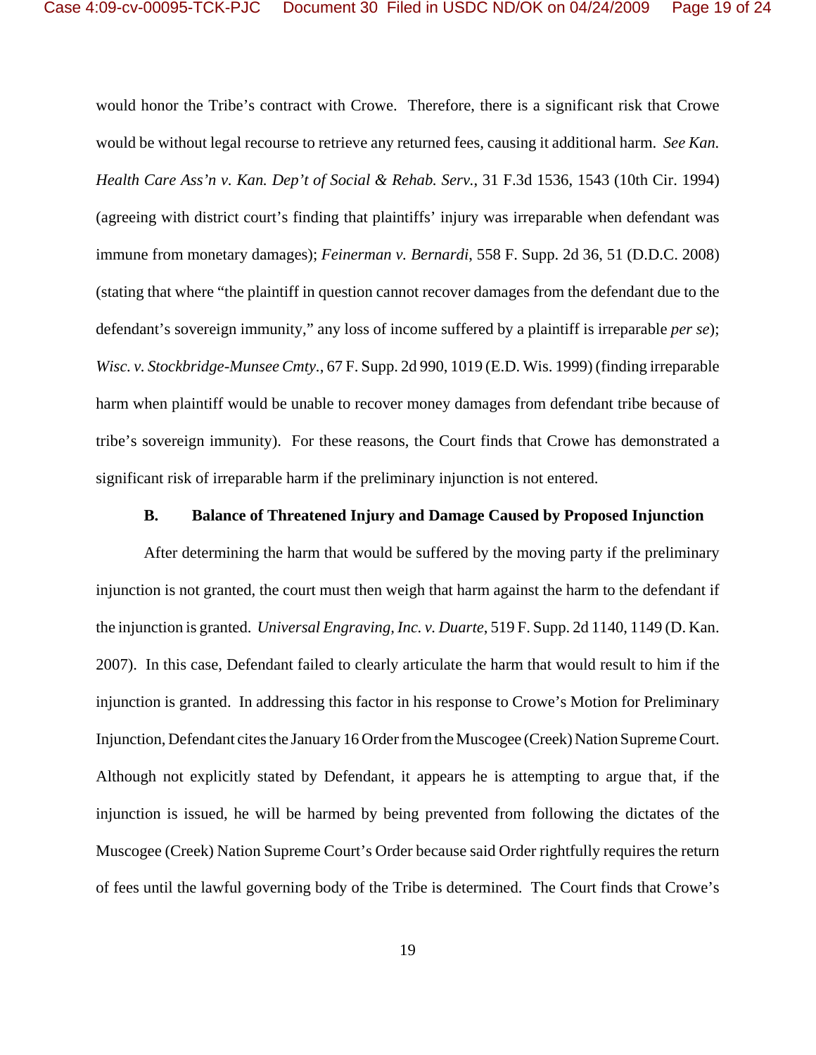would honor the Tribe's contract with Crowe. Therefore, there is a significant risk that Crowe would be without legal recourse to retrieve any returned fees, causing it additional harm. *See Kan. Health Care Ass'n v. Kan. Dep't of Social & Rehab. Serv.*, 31 F.3d 1536, 1543 (10th Cir. 1994) (agreeing with district court's finding that plaintiffs' injury was irreparable when defendant was immune from monetary damages); *Feinerman v. Bernardi*, 558 F. Supp. 2d 36, 51 (D.D.C. 2008) (stating that where "the plaintiff in question cannot recover damages from the defendant due to the defendant's sovereign immunity," any loss of income suffered by a plaintiff is irreparable *per se*); *Wisc. v. Stockbridge-Munsee Cmty.*, 67 F. Supp. 2d 990, 1019 (E.D. Wis. 1999) (finding irreparable harm when plaintiff would be unable to recover money damages from defendant tribe because of tribe's sovereign immunity). For these reasons, the Court finds that Crowe has demonstrated a significant risk of irreparable harm if the preliminary injunction is not entered.

### B. Balance of Threatened Injury and Damage Caused by Proposed Injunction

After determining the harm that would be suffered by the moving party if the preliminary injunction is not granted, the court must then weigh that harm against the harm to the defendant if the injunction is granted. *Universal Engraving, Inc. v. Duarte*, 519 F. Supp. 2d 1140, 1149 (D. Kan. 2007). In this case, Defendant failed to clearly articulate the harm that would result to him if the injunction is granted. In addressing this factor in his response to Crowe's Motion for Preliminary Injunction, Defendant cites the January 16 Order from the Muscogee (Creek) Nation Supreme Court. Although not explicitly stated by Defendant, it appears he is attempting to argue that, if the injunction is issued, he will be harmed by being prevented from following the dictates of the Muscogee (Creek) Nation Supreme Court's Order because said Order rightfully requires the return of fees until the lawful governing body of the Tribe is determined. The Court finds that Crowe's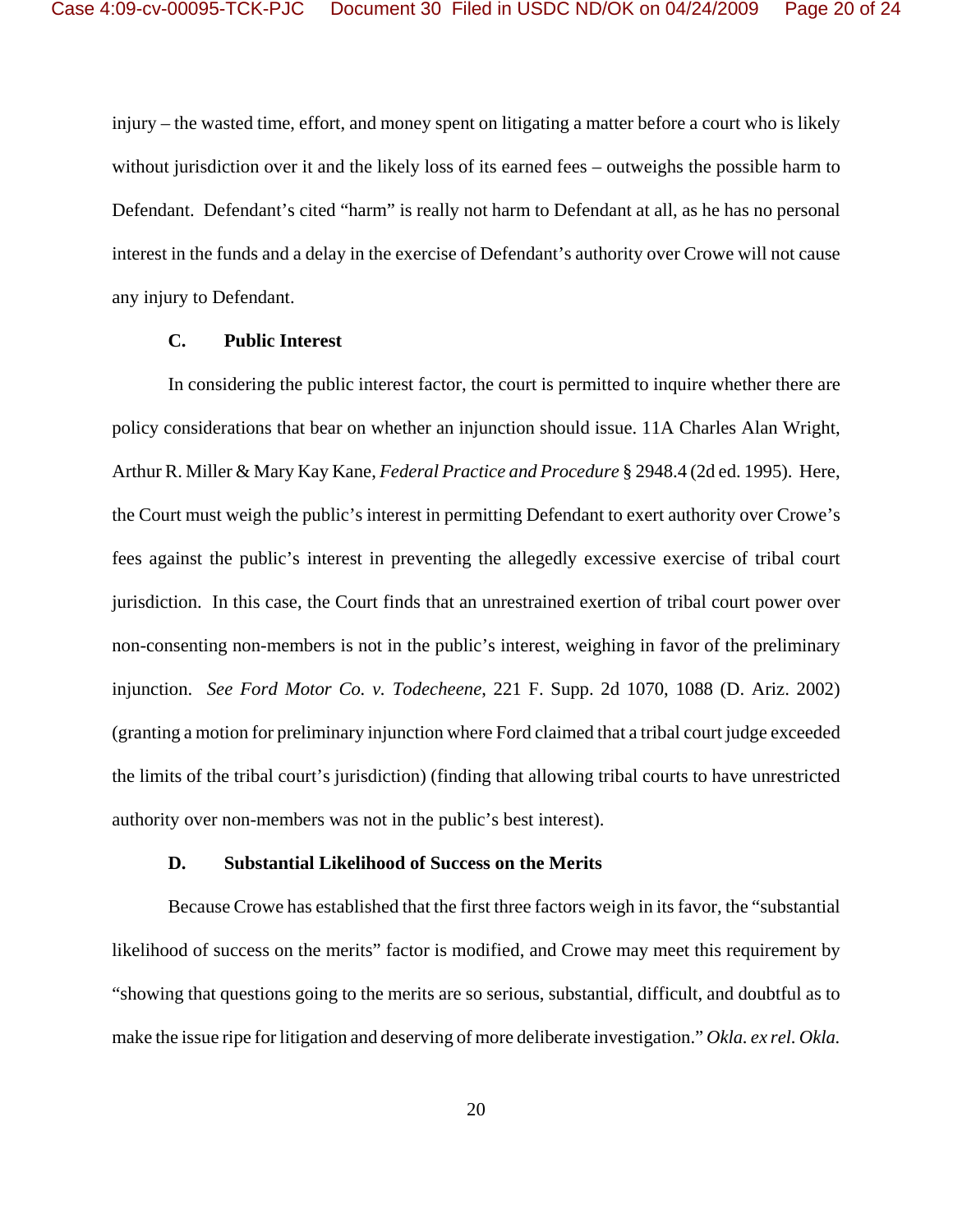injury – the wasted time, effort, and money spent on litigating a matter before a court who is likely without jurisdiction over it and the likely loss of its earned fees – outweighs the possible harm to Defendant. Defendant's cited "harm" is really not harm to Defendant at all, as he has no personal interest in the funds and a delay in the exercise of Defendant's authority over Crowe will not cause any injury to Defendant.

**C. Public Interest**

In considering the public interest factor, the court is permitted to inquire whether there are policy considerations that bear on whether an injunction should issue. 11A Charles Alan Wright, Arthur R. Miller & Mary Kay Kane, *Federal Practice and Procedure* § 2948.4 (2d ed. 1995). Here, the Court must weigh the public's interest in permitting Defendant to exert authority over Crowe's fees against the public's interest in preventing the allegedly excessive exercise of tribal court jurisdiction. In this case, the Court finds that an unrestrained exertion of tribal court power over non-consenting non-members is not in the public's interest, weighing in favor of the preliminary injunction. *See Ford Motor Co. v. Todecheene*, 221 F. Supp. 2d 1070, 1088 (D. Ariz. 2002) (granting a motion for preliminary injunction where Ford claimed that a tribal court judge exceeded the limits of the tribal court's jurisdiction) (finding that allowing tribal courts to have unrestricted authority over non-members was not in the public's best interest).

**D. Substantial Likelihood of Success on the Merits**

Because Crowe has established that the first three factors weigh in its favor, the "substantial likelihood of success on the merits" factor is modified, and Crowe may meet this requirement by "showing that questions going to the merits are so serious, substantial, difficult, and doubtful as to make the issue ripe for litigation and deserving of more deliberate investigation." *Okla. ex rel. Okla.*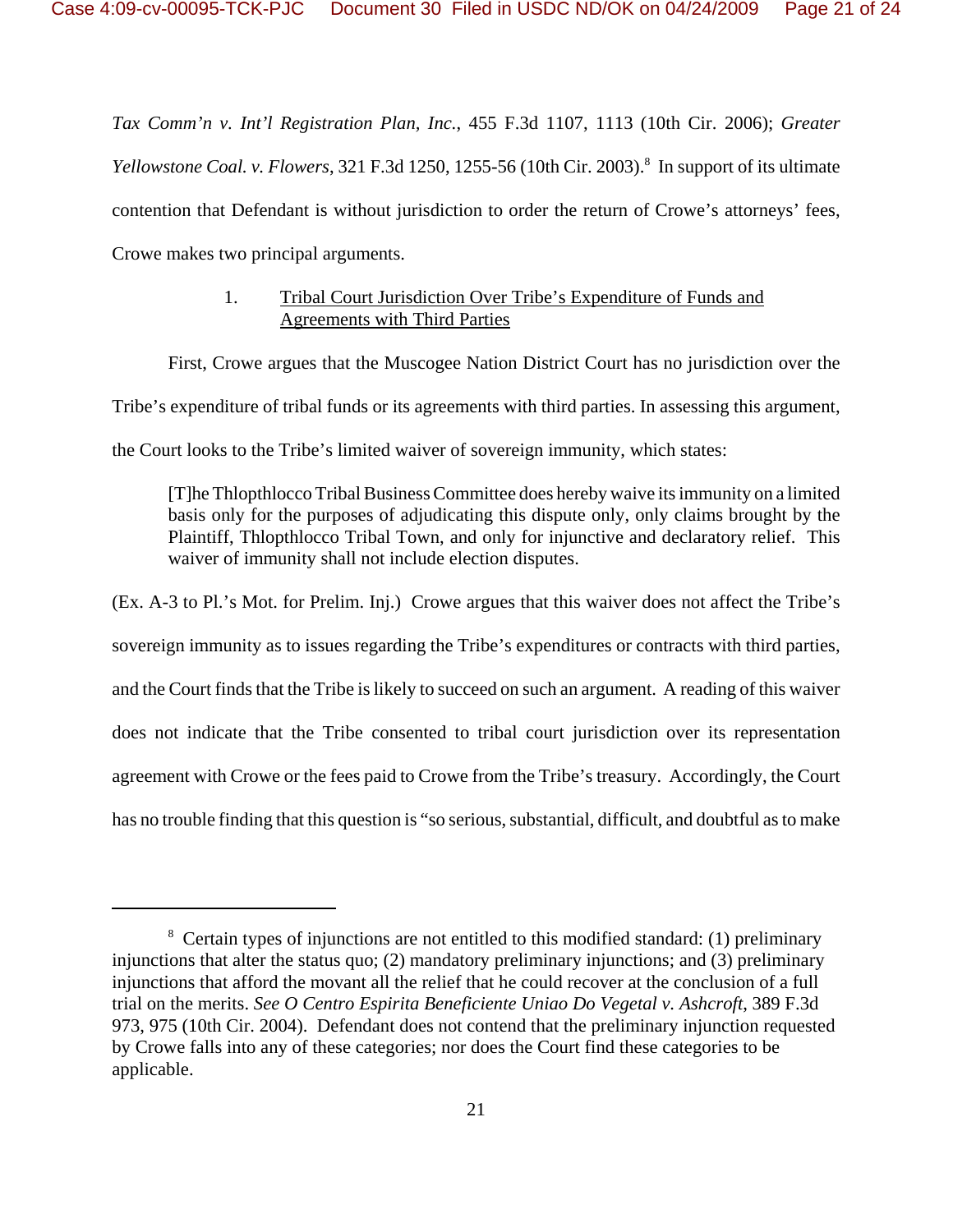*Tax Comm'n v. Int'l Registration Plan, Inc.*, 455 F.3d 1107, 1113 (10th Cir. 2006); *Greater Yellowstone Coal. v. Flowers*, 321 F.3d 1250, 1255-56 (10th Cir. 2003).[8] In support of its ultimate contention that Defendant is without jurisdiction to order the return of Crowe's attorneys' fees, Crowe makes two principal arguments.

1. <u>Tribal Court Jurisdiction Over Tribe's Expenditure of Funds and Agreements with Third Parties</u>

First, Crowe argues that the Muscogee Nation District Court has no jurisdiction over the Tribe's expenditure of tribal funds or its agreements with third parties. In assessing this argument, the Court looks to the Tribe's limited waiver of sovereign immunity, which states:

> [T]he Thlopthlocco Tribal Business Committee does hereby waive its immunity on a limited basis only for the purposes of adjudicating this dispute only, only claims brought by the Plaintiff, Thlopthlocco Tribal Town, and only for injunctive and declaratory relief. This waiver of immunity shall not include election disputes.

(Ex. A-3 to Pl.'s Mot. for Prelim. Inj.) Crowe argues that this waiver does not affect the Tribe's sovereign immunity as to issues regarding the Tribe's expenditures or contracts with third parties, and the Court finds that the Tribe is likely to succeed on such an argument. A reading of this waiver does not indicate that the Tribe consented to tribal court jurisdiction over its representation agreement with Crowe or the fees paid to Crowe from the Tribe's treasury. Accordingly, the Court has no trouble finding that this question is "so serious, substantial, difficult, and doubtful as to make

---

[8] Certain types of injunctions are not entitled to this modified standard: (1) preliminary injunctions that alter the status quo; (2) mandatory preliminary injunctions; and (3) preliminary injunctions that afford the movant all the relief that he could recover at the conclusion of a full trial on the merits. *See O Centro Espirita Beneficiente Uniao Do Vegetal v. Ashcroft*, 389 F.3d 973, 975 (10th Cir. 2004). Defendant does not contend that the preliminary injunction requested by Crowe falls into any of these categories; nor does the Court find these categories to be applicable.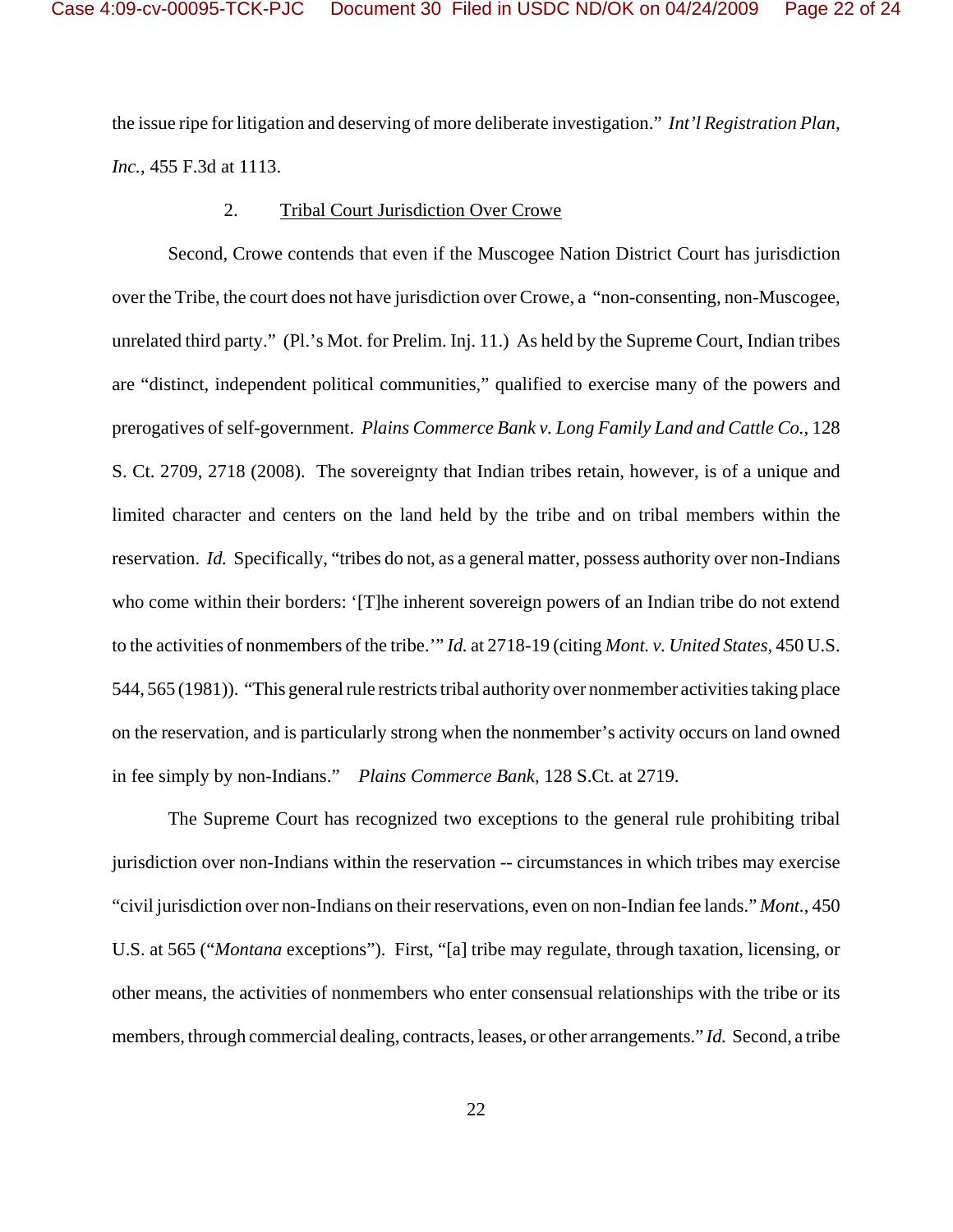the issue ripe for litigation and deserving of more deliberate investigation." *Int'l Registration Plan, Inc.*, 455 F.3d at 1113.

2. Tribal Court Jurisdiction Over Crowe

Second, Crowe contends that even if the Muscogee Nation District Court has jurisdiction over the Tribe, the court does not have jurisdiction over Crowe, a "non-consenting, non-Muscogee, unrelated third party." (Pl.'s Mot. for Prelim. Inj. 11.) As held by the Supreme Court, Indian tribes are "distinct, independent political communities," qualified to exercise many of the powers and prerogatives of self-government. *Plains Commerce Bank v. Long Family Land and Cattle Co.*, 128 S. Ct. 2709, 2718 (2008). The sovereignty that Indian tribes retain, however, is of a unique and limited character and centers on the land held by the tribe and on tribal members within the reservation. *Id.* Specifically, "tribes do not, as a general matter, possess authority over non-Indians who come within their borders: '[T]he inherent sovereign powers of an Indian tribe do not extend to the activities of nonmembers of the tribe.'" *Id.* at 2718-19 (citing *Mont. v. United States*, 450 U.S. 544, 565 (1981)). "This general rule restricts tribal authority over nonmember activities taking place on the reservation, and is particularly strong when the nonmember's activity occurs on land owned in fee simply by non-Indians." *Plains Commerce Bank*, 128 S.Ct. at 2719.

The Supreme Court has recognized two exceptions to the general rule prohibiting tribal jurisdiction over non-Indians within the reservation -- circumstances in which tribes may exercise "civil jurisdiction over non-Indians on their reservations, even on non-Indian fee lands." *Mont.*, 450 U.S. at 565 ("*Montana* exceptions"). First, "[a] tribe may regulate, through taxation, licensing, or other means, the activities of nonmembers who enter consensual relationships with the tribe or its members, through commercial dealing, contracts, leases, or other arrangements." *Id.* Second, a tribe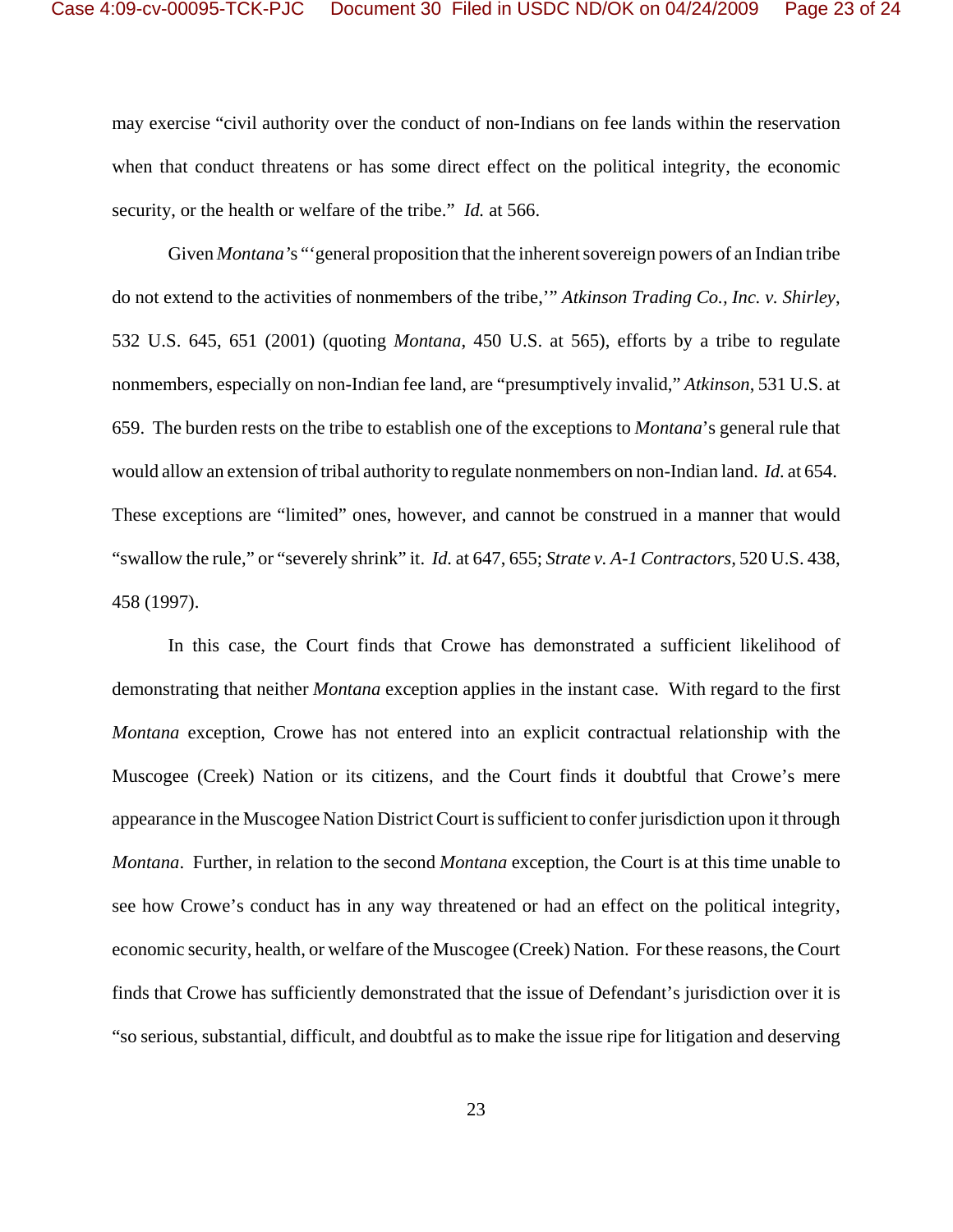may exercise "civil authority over the conduct of non-Indians on fee lands within the reservation when that conduct threatens or has some direct effect on the political integrity, the economic security, or the health or welfare of the tribe." *Id.* at 566.

Given *Montana*'s "'general proposition that the inherent sovereign powers of an Indian tribe do not extend to the activities of nonmembers of the tribe,'" *Atkinson Trading Co., Inc. v. Shirley*, 532 U.S. 645, 651 (2001) (quoting *Montana*, 450 U.S. at 565), efforts by a tribe to regulate nonmembers, especially on non-Indian fee land, are "presumptively invalid," *Atkinson*, 531 U.S. at 659. The burden rests on the tribe to establish one of the exceptions to *Montana*'s general rule that would allow an extension of tribal authority to regulate nonmembers on non-Indian land. *Id.* at 654. These exceptions are "limited" ones, however, and cannot be construed in a manner that would "swallow the rule," or "severely shrink" it. *Id.* at 647, 655; *Strate v. A-1 Contractors,* 520 U.S. 438, 458 (1997).

In this case, the Court finds that Crowe has demonstrated a sufficient likelihood of demonstrating that neither *Montana* exception applies in the instant case. With regard to the first *Montana* exception, Crowe has not entered into an explicit contractual relationship with the Muscogee (Creek) Nation or its citizens, and the Court finds it doubtful that Crowe's mere appearance in the Muscogee Nation District Court is sufficient to confer jurisdiction upon it through *Montana*. Further, in relation to the second *Montana* exception, the Court is at this time unable to see how Crowe's conduct has in any way threatened or had an effect on the political integrity, economic security, health, or welfare of the Muscogee (Creek) Nation. For these reasons, the Court finds that Crowe has sufficiently demonstrated that the issue of Defendant's jurisdiction over it is "so serious, substantial, difficult, and doubtful as to make the issue ripe for litigation and deserving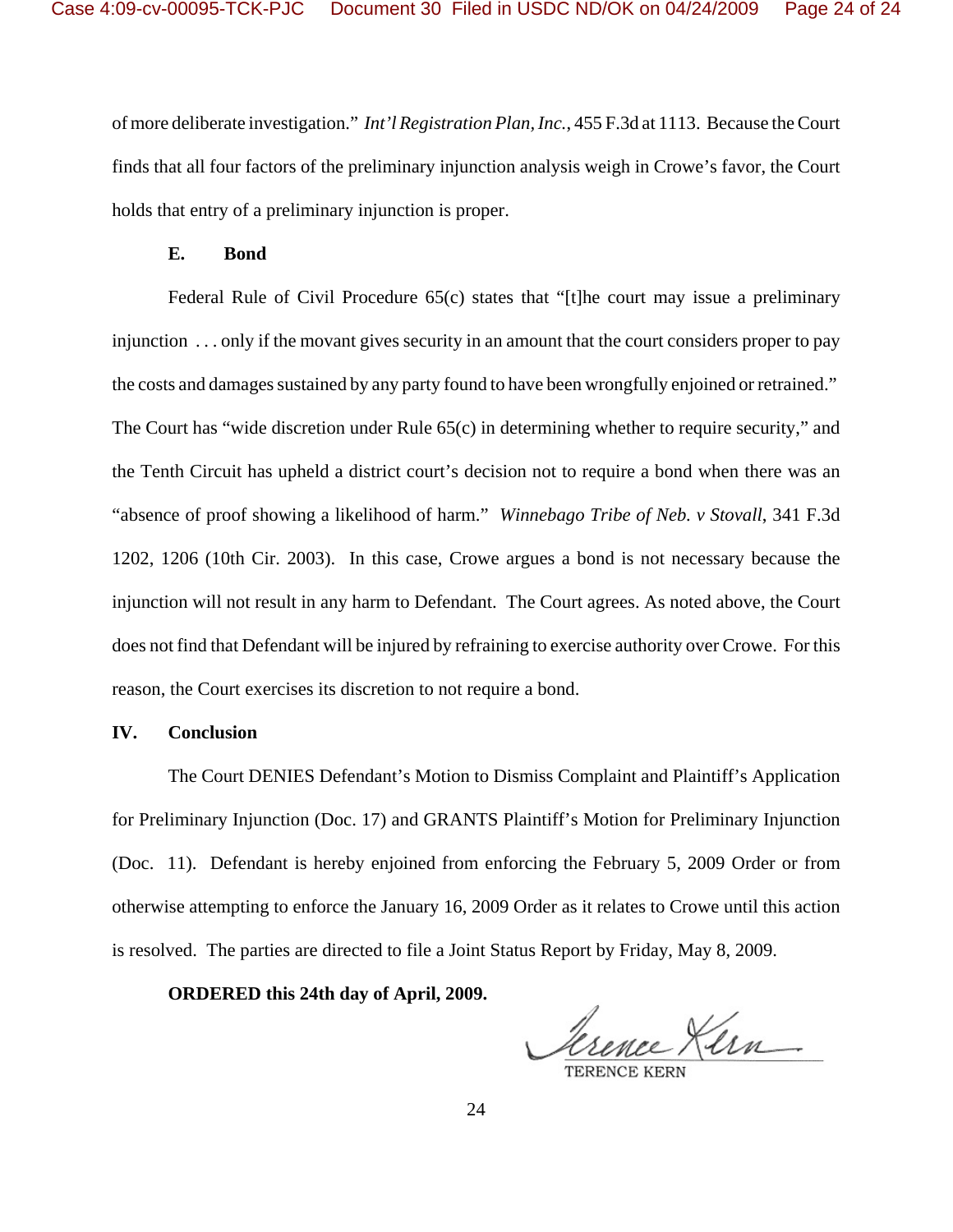of more deliberate investigation." *Int'l Registration Plan, Inc.*, 455 F.3d at 1113. Because the Court finds that all four factors of the preliminary injunction analysis weigh in Crowe's favor, the Court holds that entry of a preliminary injunction is proper.

### E. Bond

Federal Rule of Civil Procedure 65(c) states that "[t]he court may issue a preliminary injunction . . . only if the movant gives security in an amount that the court considers proper to pay the costs and damages sustained by any party found to have been wrongfully enjoined or retrained." The Court has "wide discretion under Rule 65(c) in determining whether to require security," and the Tenth Circuit has upheld a district court's decision not to require a bond when there was an "absence of proof showing a likelihood of harm." *Winnebago Tribe of Neb. v Stovall*, 341 F.3d 1202, 1206 (10th Cir. 2003). In this case, Crowe argues a bond is not necessary because the injunction will not result in any harm to Defendant. The Court agrees. As noted above, the Court does not find that Defendant will be injured by refraining to exercise authority over Crowe. For this reason, the Court exercises its discretion to not require a bond.

## IV. Conclusion

The Court DENIES Defendant's Motion to Dismiss Complaint and Plaintiff's Application for Preliminary Injunction (Doc. 17) and GRANTS Plaintiff's Motion for Preliminary Injunction (Doc. 11). Defendant is hereby enjoined from enforcing the February 5, 2009 Order or from otherwise attempting to enforce the January 16, 2009 Order as it relates to Crowe until this action is resolved. The parties are directed to file a Joint Status Report by Friday, May 8, 2009.

**ORDERED this 24th day of April, 2009.**

TERENCE KERN